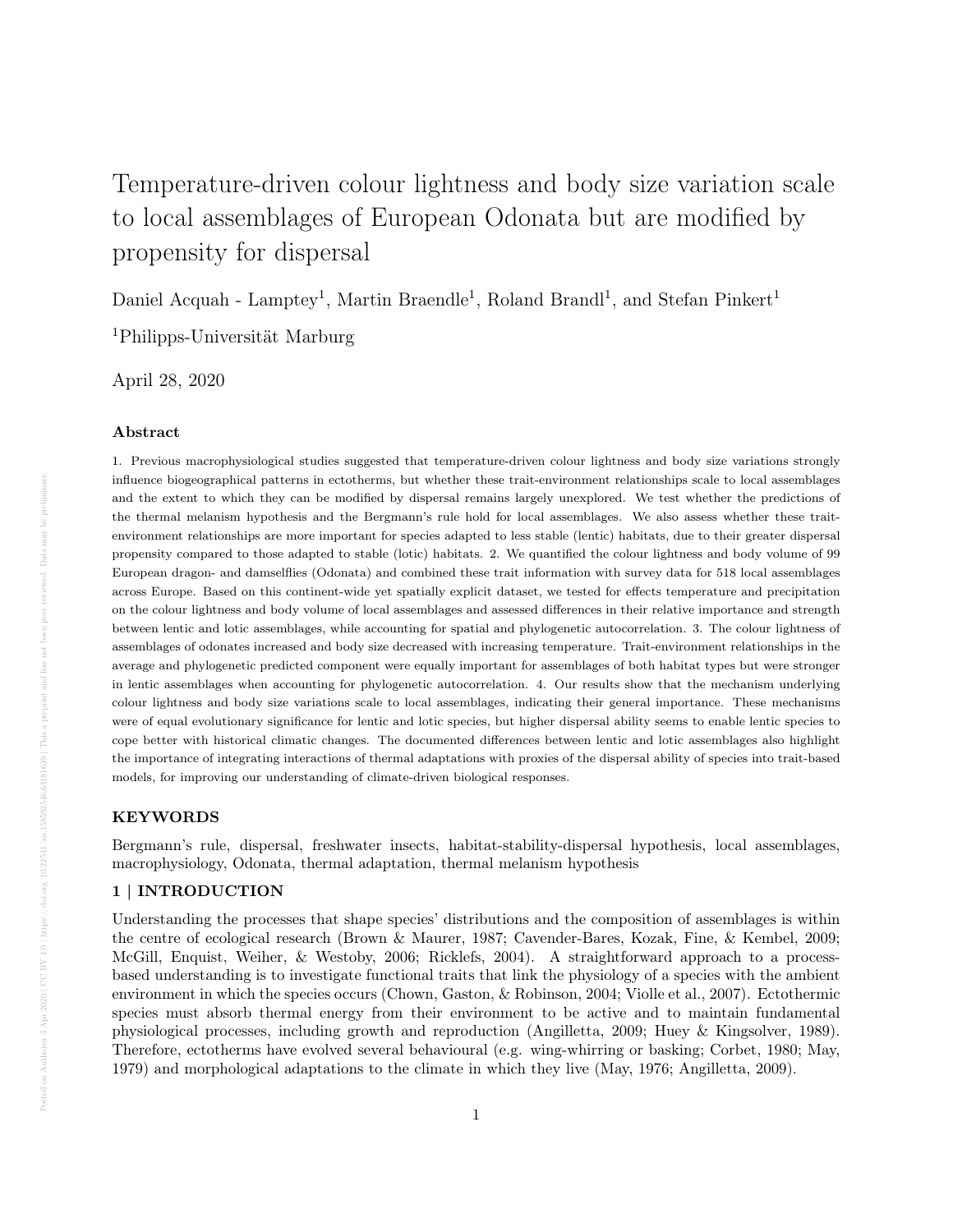# Temperature-driven colour lightness and body size variation scale to local assemblages of European Odonata but are modified by propensity for dispersal

Daniel Acquah - Lamptey[1], Martin Braendle[1], Roland Brandl[1], and Stefan Pinkert[1]

[1]Philipps-Universität Marburg

April 28, 2020

## Abstract

1. Previous macrophysiological studies suggested that temperature-driven colour lightness and body size variations strongly influence biogeographical patterns in ectotherms, but whether these trait-environment relationships scale to local assemblages and the extent to which they can be modified by dispersal remains largely unexplored. We test whether the predictions of the thermal melanism hypothesis and the Bergmann's rule hold for local assemblages. We also assess whether these trait-environment relationships are more important for species adapted to less stable (lentic) habitats, due to their greater dispersal propensity compared to those adapted to stable (lotic) habitats. 2. We quantified the colour lightness and body volume of 99 European dragon- and damselflies (Odonata) and combined these trait information with survey data for 518 local assemblages across Europe. Based on this continent-wide yet spatially explicit dataset, we tested for effects temperature and precipitation on the colour lightness and body volume of local assemblages and assessed differences in their relative importance and strength between lentic and lotic assemblages, while accounting for spatial and phylogenetic autocorrelation. 3. The colour lightness of assemblages of odonates increased and body size decreased with increasing temperature. Trait-environment relationships in the average and phylogenetic predicted component were equally important for assemblages of both habitat types but were stronger in lentic assemblages when accounting for phylogenetic autocorrelation. 4. Our results show that the mechanism underlying colour lightness and body size variations scale to local assemblages, indicating their general importance. These mechanisms were of equal evolutionary significance for lentic and lotic species, but higher dispersal ability seems to enable lentic species to cope better with historical climatic changes. The documented differences between lentic and lotic assemblages also highlight the importance of integrating interactions of thermal adaptations with proxies of the dispersal ability of species into trait-based models, for improving our understanding of climate-driven biological responses.

### KEYWORDS

Bergmann's rule, dispersal, freshwater insects, habitat-stability-dispersal hypothesis, local assemblages, macrophysiology, Odonata, thermal adaptation, thermal melanism hypothesis

## 1 | INTRODUCTION

Understanding the processes that shape species' distributions and the composition of assemblages is within the centre of ecological research (Brown & Maurer, 1987; Cavender-Bares, Kozak, Fine, & Kembel, 2009; McGill, Enquist, Weiher, & Westoby, 2006; Ricklefs, 2004). A straightforward approach to a process-based understanding is to investigate functional traits that link the physiology of a species with the ambient environment in which the species occurs (Chown, Gaston, & Robinson, 2004; Violle et al., 2007). Ectothermic species must absorb thermal energy from their environment to be active and to maintain fundamental physiological processes, including growth and reproduction (Angilletta, 2009; Huey & Kingsolver, 1989). Therefore, ectotherms have evolved several behavioural (e.g. wing-whirring or basking; Corbet, 1980; May, 1979) and morphological adaptations to the climate in which they live (May, 1976; Angilletta, 2009).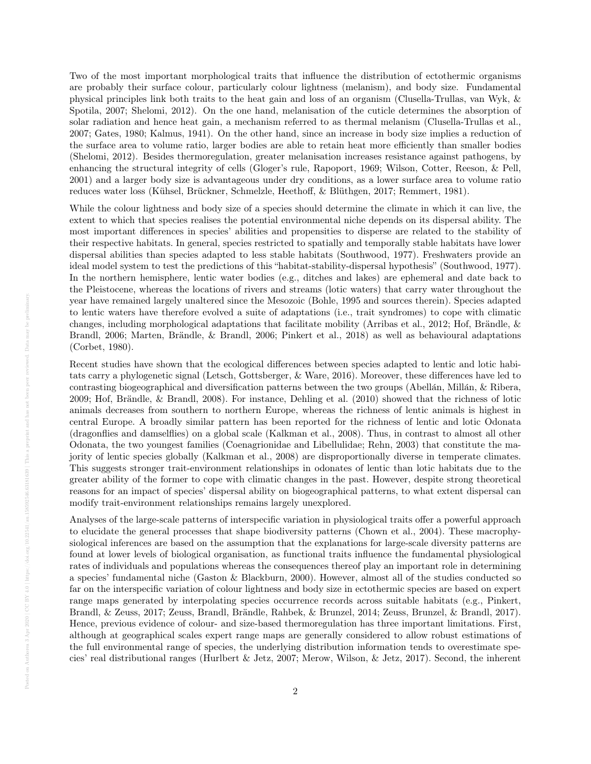Two of the most important morphological traits that influence the distribution of ectothermic organisms are probably their surface colour, particularly colour lightness (melanism), and body size. Fundamental physical principles link both traits to the heat gain and loss of an organism (Clusella-Trullas, van Wyk, & Spotila, 2007; Shelomi, 2012). On the one hand, melanisation of the cuticle determines the absorption of solar radiation and hence heat gain, a mechanism referred to as thermal melanism (Clusella-Trullas et al., 2007; Gates, 1980; Kalmus, 1941). On the other hand, since an increase in body size implies a reduction of the surface area to volume ratio, larger bodies are able to retain heat more efficiently than smaller bodies (Shelomi, 2012). Besides thermoregulation, greater melanisation increases resistance against pathogens, by enhancing the structural integrity of cells (Gloger's rule, Rapoport, 1969; Wilson, Cotter, Reeson, & Pell, 2001) and a larger body size is advantageous under dry conditions, as a lower surface area to volume ratio reduces water loss (Kühsel, Brückner, Schmelzle, Heethoff, & Blüthgen, 2017; Remmert, 1981).

While the colour lightness and body size of a species should determine the climate in which it can live, the extent to which that species realises the potential environmental niche depends on its dispersal ability. The most important differences in species' abilities and propensities to disperse are related to the stability of their respective habitats. In general, species restricted to spatially and temporally stable habitats have lower dispersal abilities than species adapted to less stable habitats (Southwood, 1977). Freshwaters provide an ideal model system to test the predictions of this "habitat-stability-dispersal hypothesis" (Southwood, 1977). In the northern hemisphere, lentic water bodies (e.g., ditches and lakes) are ephemeral and date back to the Pleistocene, whereas the locations of rivers and streams (lotic waters) that carry water throughout the year have remained largely unaltered since the Mesozoic (Bohle, 1995 and sources therein). Species adapted to lentic waters have therefore evolved a suite of adaptations (i.e., trait syndromes) to cope with climatic changes, including morphological adaptations that facilitate mobility (Arribas et al., 2012; Hof, Brändle, & Brandl, 2006; Marten, Brändle, & Brandl, 2006; Pinkert et al., 2018) as well as behavioural adaptations (Corbet, 1980).

Recent studies have shown that the ecological differences between species adapted to lentic and lotic habitats carry a phylogenetic signal (Letsch, Gottsberger, & Ware, 2016). Moreover, these differences have led to contrasting biogeographical and diversification patterns between the two groups (Abellán, Millán, & Ribera, 2009; Hof, Brändle, & Brandl, 2008). For instance, Dehling et al. (2010) showed that the richness of lotic animals decreases from southern to northern Europe, whereas the richness of lentic animals is highest in central Europe. A broadly similar pattern has been reported for the richness of lentic and lotic Odonata (dragonflies and damselflies) on a global scale (Kalkman et al., 2008). Thus, in contrast to almost all other Odonata, the two youngest families (Coenagrionidae and Libellulidae; Rehn, 2003) that constitute the majority of lentic species globally (Kalkman et al., 2008) are disproportionally diverse in temperate climates. This suggests stronger trait-environment relationships in odonates of lentic than lotic habitats due to the greater ability of the former to cope with climatic changes in the past. However, despite strong theoretical reasons for an impact of species' dispersal ability on biogeographical patterns, to what extent dispersal can modify trait-environment relationships remains largely unexplored.

Analyses of the large-scale patterns of interspecific variation in physiological traits offer a powerful approach to elucidate the general processes that shape biodiversity patterns (Chown et al., 2004). These macrophysiological inferences are based on the assumption that the explanations for large-scale diversity patterns are found at lower levels of biological organisation, as functional traits influence the fundamental physiological rates of individuals and populations whereas the consequences thereof play an important role in determining a species' fundamental niche (Gaston & Blackburn, 2000). However, almost all of the studies conducted so far on the interspecific variation of colour lightness and body size in ectothermic species are based on expert range maps generated by interpolating species occurrence records across suitable habitats (e.g., Pinkert, Brandl, & Zeuss, 2017; Zeuss, Brandl, Brändle, Rahbek, & Brunzel, 2014; Zeuss, Brunzel, & Brandl, 2017). Hence, previous evidence of colour- and size-based thermoregulation has three important limitations. First, although at geographical scales expert range maps are generally considered to allow robust estimations of the full environmental range of species, the underlying distribution information tends to overestimate species' real distributional ranges (Hurlbert & Jetz, 2007; Merow, Wilson, & Jetz, 2017). Second, the inherent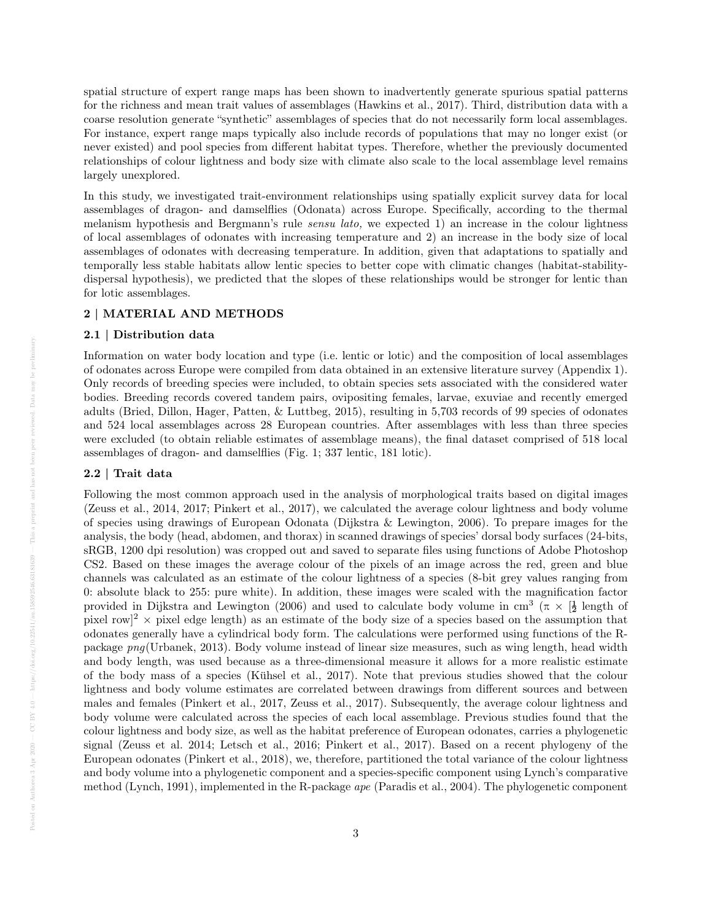spatial structure of expert range maps has been shown to inadvertently generate spurious spatial patterns for the richness and mean trait values of assemblages (Hawkins et al., 2017). Third, distribution data with a coarse resolution generate "synthetic" assemblages of species that do not necessarily form local assemblages. For instance, expert range maps typically also include records of populations that may no longer exist (or never existed) and pool species from different habitat types. Therefore, whether the previously documented relationships of colour lightness and body size with climate also scale to the local assemblage level remains largely unexplored.

In this study, we investigated trait-environment relationships using spatially explicit survey data for local assemblages of dragon- and damselflies (Odonata) across Europe. Specifically, according to the thermal melanism hypothesis and Bergmann's rule *sensu lato,* we expected 1) an increase in the colour lightness of local assemblages of odonates with increasing temperature and 2) an increase in the body size of local assemblages of odonates with decreasing temperature. In addition, given that adaptations to spatially and temporally less stable habitats allow lentic species to better cope with climatic changes (habitat-stability-dispersal hypothesis), we predicted that the slopes of these relationships would be stronger for lentic than for lotic assemblages.

## 2 | MATERIAL AND METHODS

### 2.1 | Distribution data

Information on water body location and type (i.e. lentic or lotic) and the composition of local assemblages of odonates across Europe were compiled from data obtained in an extensive literature survey (Appendix 1). Only records of breeding species were included, to obtain species sets associated with the considered water bodies. Breeding records covered tandem pairs, ovipositing females, larvae, exuviae and recently emerged adults (Bried, Dillon, Hager, Patten, & Luttbeg, 2015), resulting in 5,703 records of 99 species of odonates and 524 local assemblages across 28 European countries. After assemblages with less than three species were excluded (to obtain reliable estimates of assemblage means), the final dataset comprised of 518 local assemblages of dragon- and damselflies (Fig. 1; 337 lentic, 181 lotic).

### 2.2 | Trait data

Following the most common approach used in the analysis of morphological traits based on digital images (Zeuss et al., 2014, 2017; Pinkert et al., 2017), we calculated the average colour lightness and body volume of species using drawings of European Odonata (Dijkstra & Lewington, 2006). To prepare images for the analysis, the body (head, abdomen, and thorax) in scanned drawings of species' dorsal body surfaces (24-bits, sRGB, 1200 dpi resolution) was cropped out and saved to separate files using functions of Adobe Photoshop CS2. Based on these images the average colour of the pixels of an image across the red, green and blue channels was calculated as an estimate of the colour lightness of a species (8-bit grey values ranging from 0: absolute black to 255: pure white). In addition, these images were scaled with the magnification factor provided in Dijkstra and Lewington (2006) and used to calculate body volume in $cm^3$ ($\pi \times [\frac{1}{2}$ length of pixel row$]^2 \times$ pixel edge length) as an estimate of the body size of a species based on the assumption that odonates generally have a cylindrical body form. The calculations were performed using functions of the R-package *png*(Urbanek, 2013). Body volume instead of linear size measures, such as wing length, head width and body length, was used because as a three-dimensional measure it allows for a more realistic estimate of the body mass of a species (Kühsel et al., 2017). Note that previous studies showed that the colour lightness and body volume estimates are correlated between drawings from different sources and between males and females (Pinkert et al., 2017, Zeuss et al., 2017). Subsequently, the average colour lightness and body volume were calculated across the species of each local assemblage. Previous studies found that the colour lightness and body size, as well as the habitat preference of European odonates, carries a phylogenetic signal (Zeuss et al. 2014; Letsch et al., 2016; Pinkert et al., 2017). Based on a recent phylogeny of the European odonates (Pinkert et al., 2018), we, therefore, partitioned the total variance of the colour lightness and body volume into a phylogenetic component and a species-specific component using Lynch's comparative method (Lynch, 1991), implemented in the R-package *ape* (Paradis et al., 2004). The phylogenetic component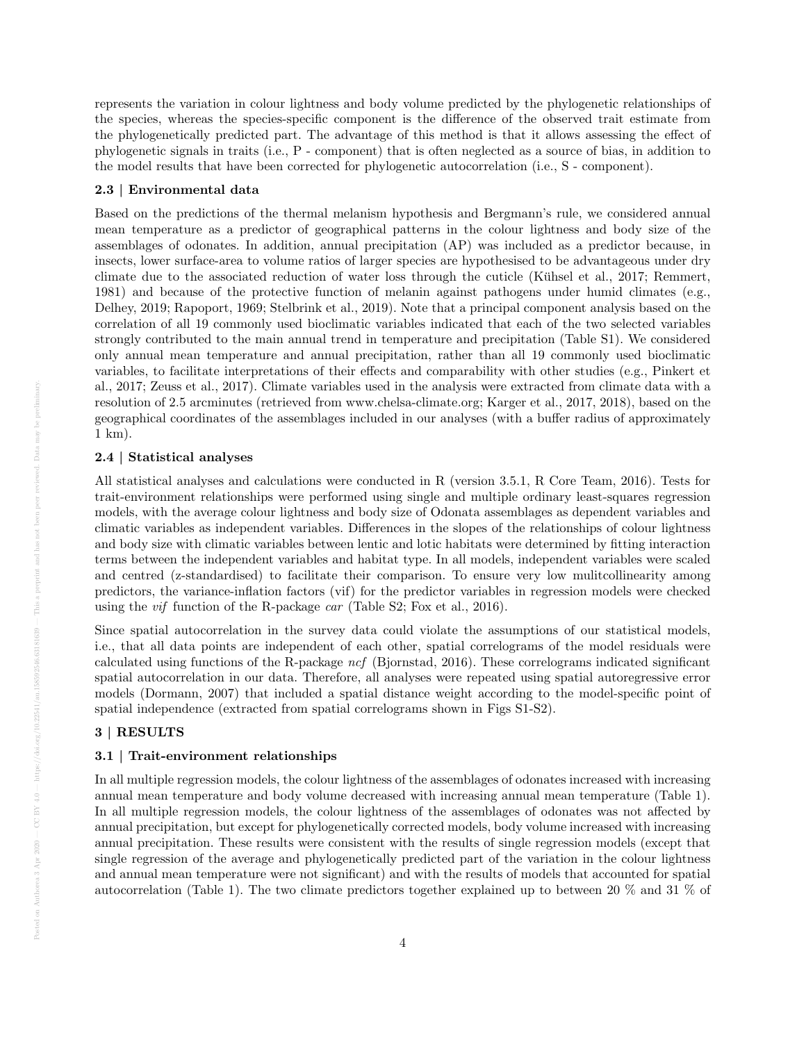represents the variation in colour lightness and body volume predicted by the phylogenetic relationships of the species, whereas the species-specific component is the difference of the observed trait estimate from the phylogenetically predicted part. The advantage of this method is that it allows assessing the effect of phylogenetic signals in traits (i.e., P - component) that is often neglected as a source of bias, in addition to the model results that have been corrected for phylogenetic autocorrelation (i.e., S - component).

### 2.3 | Environmental data

Based on the predictions of the thermal melanism hypothesis and Bergmann's rule, we considered annual mean temperature as a predictor of geographical patterns in the colour lightness and body size of the assemblages of odonates. In addition, annual precipitation (AP) was included as a predictor because, in insects, lower surface-area to volume ratios of larger species are hypothesised to be advantageous under dry climate due to the associated reduction of water loss through the cuticle (Kühsel et al., 2017; Remmert, 1981) and because of the protective function of melanin against pathogens under humid climates (e.g., Delhey, 2019; Rapoport, 1969; Stelbrink et al., 2019). Note that a principal component analysis based on the correlation of all 19 commonly used bioclimatic variables indicated that each of the two selected variables strongly contributed to the main annual trend in temperature and precipitation (Table S1). We considered only annual mean temperature and annual precipitation, rather than all 19 commonly used bioclimatic variables, to facilitate interpretations of their effects and comparability with other studies (e.g., Pinkert et al., 2017; Zeuss et al., 2017). Climate variables used in the analysis were extracted from climate data with a resolution of 2.5 arcminutes (retrieved from www.chelsa-climate.org; Karger et al., 2017, 2018), based on the geographical coordinates of the assemblages included in our analyses (with a buffer radius of approximately 1 km).

### 2.4 | Statistical analyses

All statistical analyses and calculations were conducted in R (version 3.5.1, R Core Team, 2016). Tests for trait-environment relationships were performed using single and multiple ordinary least-squares regression models, with the average colour lightness and body size of Odonata assemblages as dependent variables and climatic variables as independent variables. Differences in the slopes of the relationships of colour lightness and body size with climatic variables between lentic and lotic habitats were determined by fitting interaction terms between the independent variables and habitat type. In all models, independent variables were scaled and centred (z-standardised) to facilitate their comparison. To ensure very low mulitcollinearity among predictors, the variance-inflation factors (vif) for the predictor variables in regression models were checked using the *vif* function of the R-package *car* (Table S2; Fox et al., 2016).

Since spatial autocorrelation in the survey data could violate the assumptions of our statistical models, i.e., that all data points are independent of each other, spatial correlograms of the model residuals were calculated using functions of the R-package *ncf* (Bjornstad, 2016). These correlograms indicated significant spatial autocorrelation in our data. Therefore, all analyses were repeated using spatial autoregressive error models (Dormann, 2007) that included a spatial distance weight according to the model-specific point of spatial independence (extracted from spatial correlograms shown in Figs S1-S2).

## 3 | RESULTS

### 3.1 | Trait-environment relationships

In all multiple regression models, the colour lightness of the assemblages of odonates increased with increasing annual mean temperature and body volume decreased with increasing annual mean temperature (Table 1). In all multiple regression models, the colour lightness of the assemblages of odonates was not affected by annual precipitation, but except for phylogenetically corrected models, body volume increased with increasing annual precipitation. These results were consistent with the results of single regression models (except that single regression of the average and phylogenetically predicted part of the variation in the colour lightness and annual mean temperature were not significant) and with the results of models that accounted for spatial autocorrelation (Table 1). The two climate predictors together explained up to between 20 % and 31 % of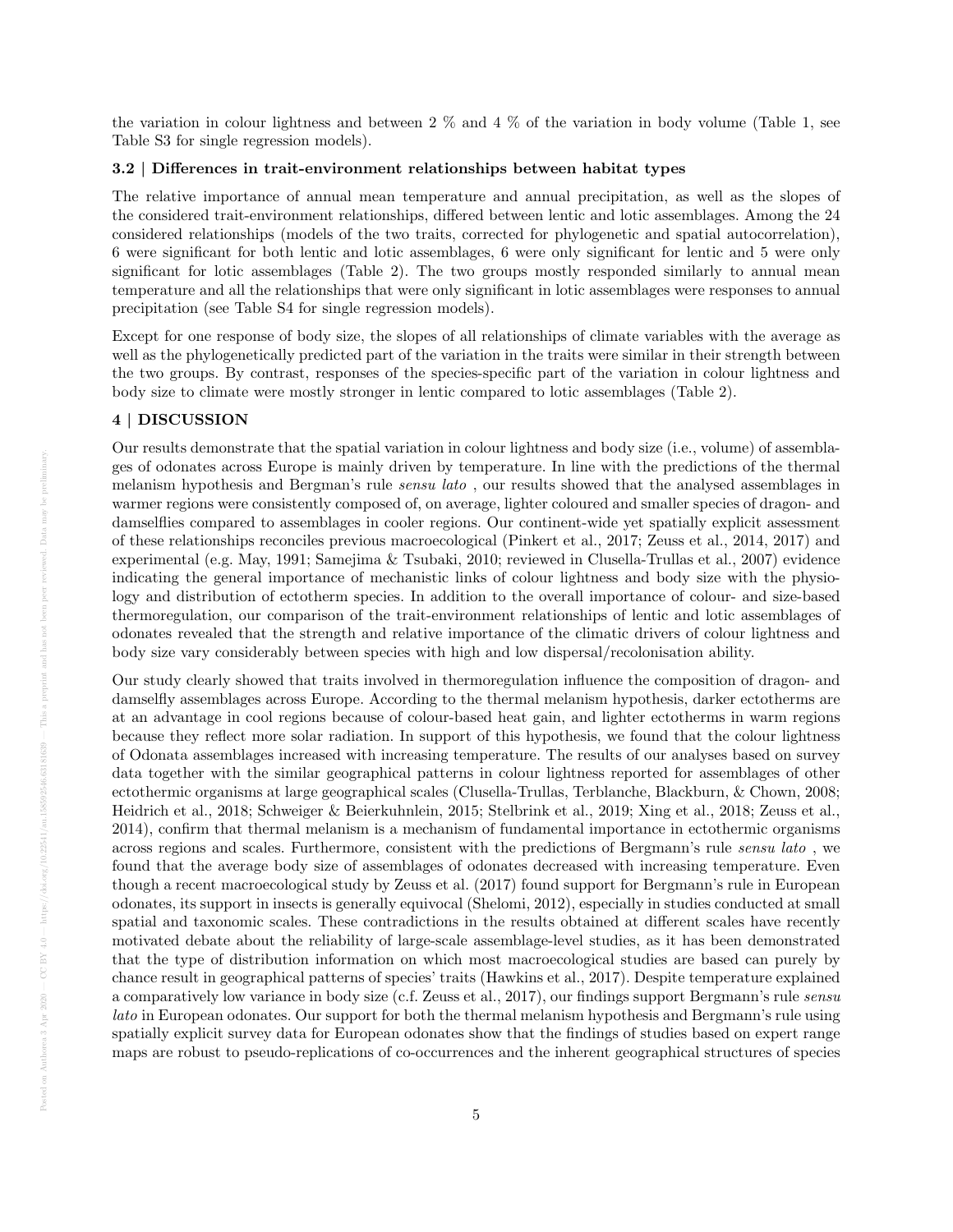the variation in colour lightness and between 2 % and 4 % of the variation in body volume (Table 1, see Table S3 for single regression models).

### 3.2 | Differences in trait-environment relationships between habitat types

The relative importance of annual mean temperature and annual precipitation, as well as the slopes of the considered trait-environment relationships, differed between lentic and lotic assemblages. Among the 24 considered relationships (models of the two traits, corrected for phylogenetic and spatial autocorrelation), 6 were significant for both lentic and lotic assemblages, 6 were only significant for lentic and 5 were only significant for lotic assemblages (Table 2). The two groups mostly responded similarly to annual mean temperature and all the relationships that were only significant in lotic assemblages were responses to annual precipitation (see Table S4 for single regression models).

Except for one response of body size, the slopes of all relationships of climate variables with the average as well as the phylogenetically predicted part of the variation in the traits were similar in their strength between the two groups. By contrast, responses of the species-specific part of the variation in colour lightness and body size to climate were mostly stronger in lentic compared to lotic assemblages (Table 2).

## 4 | DISCUSSION

Our results demonstrate that the spatial variation in colour lightness and body size (i.e., volume) of assemblages of odonates across Europe is mainly driven by temperature. In line with the predictions of the thermal melanism hypothesis and Bergman's rule *sensu lato* , our results showed that the analysed assemblages in warmer regions were consistently composed of, on average, lighter coloured and smaller species of dragon- and damselflies compared to assemblages in cooler regions. Our continent-wide yet spatially explicit assessment of these relationships reconciles previous macroecological (Pinkert et al., 2017; Zeuss et al., 2014, 2017) and experimental (e.g. May, 1991; Samejima & Tsubaki, 2010; reviewed in Clusella-Trullas et al., 2007) evidence indicating the general importance of mechanistic links of colour lightness and body size with the physiology and distribution of ectotherm species. In addition to the overall importance of colour- and size-based thermoregulation, our comparison of the trait-environment relationships of lentic and lotic assemblages of odonates revealed that the strength and relative importance of the climatic drivers of colour lightness and body size vary considerably between species with high and low dispersal/recolonisation ability.

Our study clearly showed that traits involved in thermoregulation influence the composition of dragon- and damselfly assemblages across Europe. According to the thermal melanism hypothesis, darker ectotherms are at an advantage in cool regions because of colour-based heat gain, and lighter ectotherms in warm regions because they reflect more solar radiation. In support of this hypothesis, we found that the colour lightness of Odonata assemblages increased with increasing temperature. The results of our analyses based on survey data together with the similar geographical patterns in colour lightness reported for assemblages of other ectothermic organisms at large geographical scales (Clusella-Trullas, Terblanche, Blackburn, & Chown, 2008; Heidrich et al., 2018; Schweiger & Beierkuhnlein, 2015; Stelbrink et al., 2019; Xing et al., 2018; Zeuss et al., 2014), confirm that thermal melanism is a mechanism of fundamental importance in ectothermic organisms across regions and scales. Furthermore, consistent with the predictions of Bergmann's rule *sensu lato* , we found that the average body size of assemblages of odonates decreased with increasing temperature. Even though a recent macroecological study by Zeuss et al. (2017) found support for Bergmann's rule in European odonates, its support in insects is generally equivocal (Shelomi, 2012), especially in studies conducted at small spatial and taxonomic scales. These contradictions in the results obtained at different scales have recently motivated debate about the reliability of large-scale assemblage-level studies, as it has been demonstrated that the type of distribution information on which most macroecological studies are based can purely by chance result in geographical patterns of species' traits (Hawkins et al., 2017). Despite temperature explained a comparatively low variance in body size (c.f. Zeuss et al., 2017), our findings support Bergmann's rule *sensu lato* in European odonates. Our support for both the thermal melanism hypothesis and Bergmann's rule using spatially explicit survey data for European odonates show that the findings of studies based on expert range maps are robust to pseudo-replications of co-occurrences and the inherent geographical structures of species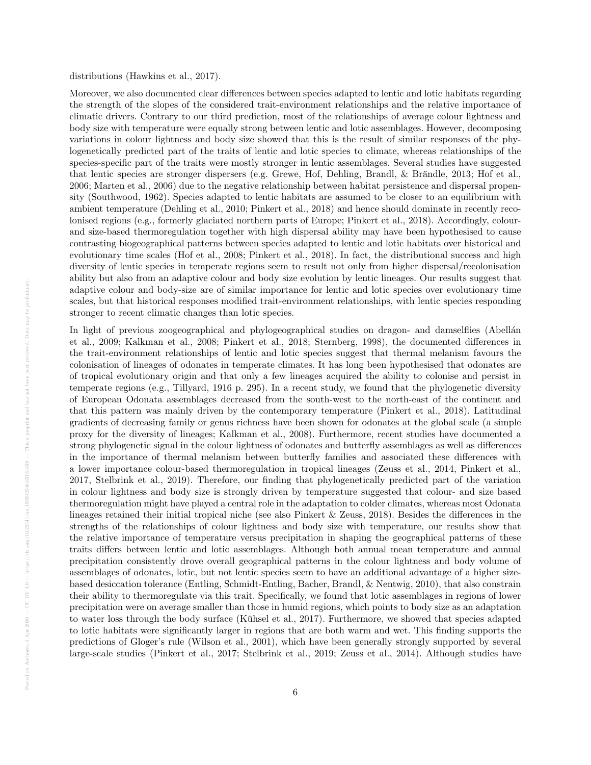distributions (Hawkins et al., 2017).

Moreover, we also documented clear differences between species adapted to lentic and lotic habitats regarding the strength of the slopes of the considered trait-environment relationships and the relative importance of climatic drivers. Contrary to our third prediction, most of the relationships of average colour lightness and body size with temperature were equally strong between lentic and lotic assemblages. However, decomposing variations in colour lightness and body size showed that this is the result of similar responses of the phylogenetically predicted part of the traits of lentic and lotic species to climate, whereas relationships of the species-specific part of the traits were mostly stronger in lentic assemblages. Several studies have suggested that lentic species are stronger dispersers (e.g. Grewe, Hof, Dehling, Brandl, & Brändle, 2013; Hof et al., 2006; Marten et al., 2006) due to the negative relationship between habitat persistence and dispersal propensity (Southwood, 1962). Species adapted to lentic habitats are assumed to be closer to an equilibrium with ambient temperature (Dehling et al., 2010; Pinkert et al., 2018) and hence should dominate in recently recolonised regions (e.g., formerly glaciated northern parts of Europe; Pinkert et al., 2018). Accordingly, colour- and size-based thermoregulation together with high dispersal ability may have been hypothesised to cause contrasting biogeographical patterns between species adapted to lentic and lotic habitats over historical and evolutionary time scales (Hof et al., 2008; Pinkert et al., 2018). In fact, the distributional success and high diversity of lentic species in temperate regions seem to result not only from higher dispersal/recolonisation ability but also from an adaptive colour and body size evolution by lentic lineages. Our results suggest that adaptive colour and body-size are of similar importance for lentic and lotic species over evolutionary time scales, but that historical responses modified trait-environment relationships, with lentic species responding stronger to recent climatic changes than lotic species.

In light of previous zoogeographical and phylogeographical studies on dragon- and damselflies (Abellán et al., 2009; Kalkman et al., 2008; Pinkert et al., 2018; Sternberg, 1998), the documented differences in the trait-environment relationships of lentic and lotic species suggest that thermal melanism favours the colonisation of lineages of odonates in temperate climates. It has long been hypothesised that odonates are of tropical evolutionary origin and that only a few lineages acquired the ability to colonise and persist in temperate regions (e.g., Tillyard, 1916 p. 295). In a recent study, we found that the phylogenetic diversity of European Odonata assemblages decreased from the south-west to the north-east of the continent and that this pattern was mainly driven by the contemporary temperature (Pinkert et al., 2018). Latitudinal gradients of decreasing family or genus richness have been shown for odonates at the global scale (a simple proxy for the diversity of lineages; Kalkman et al., 2008). Furthermore, recent studies have documented a strong phylogenetic signal in the colour lightness of odonates and butterfly assemblages as well as differences in the importance of thermal melanism between butterfly families and associated these differences with a lower importance colour-based thermoregulation in tropical lineages (Zeuss et al., 2014, Pinkert et al., 2017, Stelbrink et al., 2019). Therefore, our finding that phylogenetically predicted part of the variation in colour lightness and body size is strongly driven by temperature suggested that colour- and size based thermoregulation might have played a central role in the adaptation to colder climates, whereas most Odonata lineages retained their initial tropical niche (see also Pinkert & Zeuss, 2018). Besides the differences in the strengths of the relationships of colour lightness and body size with temperature, our results show that the relative importance of temperature versus precipitation in shaping the geographical patterns of these traits differs between lentic and lotic assemblages. Although both annual mean temperature and annual precipitation consistently drove overall geographical patterns in the colour lightness and body volume of assemblages of odonates, lotic, but not lentic species seem to have an additional advantage of a higher size-based desiccation tolerance (Entling, Schmidt-Entling, Bacher, Brandl, & Nentwig, 2010), that also constrain their ability to thermoregulate via this trait. Specifically, we found that lotic assemblages in regions of lower precipitation were on average smaller than those in humid regions, which points to body size as an adaptation to water loss through the body surface (Kühsel et al., 2017). Furthermore, we showed that species adapted to lotic habitats were significantly larger in regions that are both warm and wet. This finding supports the predictions of Gloger's rule (Wilson et al., 2001), which have been generally strongly supported by several large-scale studies (Pinkert et al., 2017; Stelbrink et al., 2019; Zeuss et al., 2014). Although studies have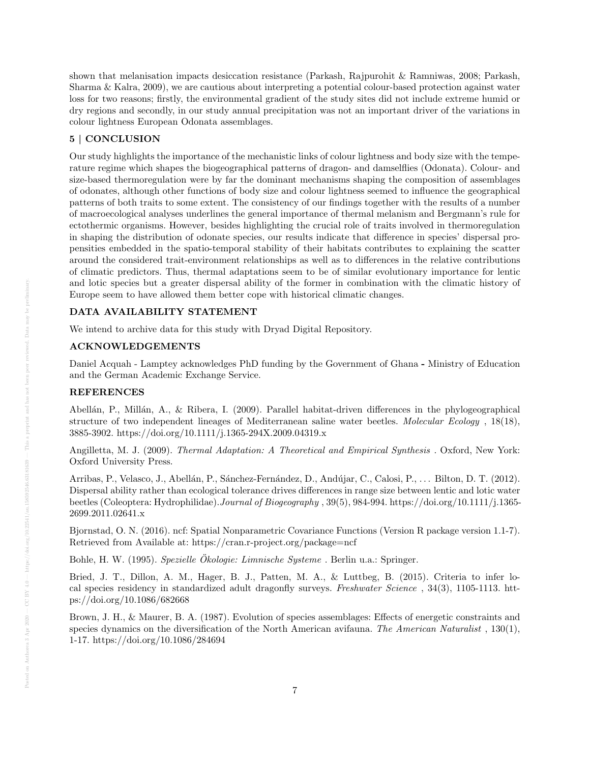shown that melanisation impacts desiccation resistance (Parkash, Rajpurohit & Ramniwas, 2008; Parkash, Sharma & Kalra, 2009), we are cautious about interpreting a potential colour-based protection against water loss for two reasons; firstly, the environmental gradient of the study sites did not include extreme humid or dry regions and secondly, in our study annual precipitation was not an important driver of the variations in colour lightness European Odonata assemblages.

## 5 | CONCLUSION

Our study highlights the importance of the mechanistic links of colour lightness and body size with the temperature regime which shapes the biogeographical patterns of dragon- and damselflies (Odonata). Colour- and size-based thermoregulation were by far the dominant mechanisms shaping the composition of assemblages of odonates, although other functions of body size and colour lightness seemed to influence the geographical patterns of both traits to some extent. The consistency of our findings together with the results of a number of macroecological analyses underlines the general importance of thermal melanism and Bergmann's rule for ectothermic organisms. However, besides highlighting the crucial role of traits involved in thermoregulation in shaping the distribution of odonate species, our results indicate that difference in species' dispersal propensities embedded in the spatio-temporal stability of their habitats contributes to explaining the scatter around the considered trait-environment relationships as well as to differences in the relative contributions of climatic predictors. Thus, thermal adaptations seem to be of similar evolutionary importance for lentic and lotic species but a greater dispersal ability of the former in combination with the climatic history of Europe seem to have allowed them better cope with historical climatic changes.

## DATA AVAILABILITY STATEMENT

We intend to archive data for this study with Dryad Digital Repository.

## ACKNOWLEDGEMENTS

Daniel Acquah - Lamptey acknowledges PhD funding by the Government of Ghana **-** Ministry of Education and the German Academic Exchange Service.

## REFERENCES

Abellán, P., Millán, A., & Ribera, I. (2009). Parallel habitat-driven differences in the phylogeographical structure of two independent lineages of Mediterranean saline water beetles. *Molecular Ecology* , 18(18), 3885-3902. https://doi.org/10.1111/j.1365-294X.2009.04319.x

Angilletta, M. J. (2009). *Thermal Adaptation: A Theoretical and Empirical Synthesis* . Oxford, New York: Oxford University Press.

Arribas, P., Velasco, J., Abellán, P., Sánchez-Fernández, D., Andújar, C., Calosi, P., ... Bilton, D. T. (2012). Dispersal ability rather than ecological tolerance drives differences in range size between lentic and lotic water beetles (Coleoptera: Hydrophilidae).*Journal of Biogeography* , 39(5), 984-994. https://doi.org/10.1111/j.1365-2699.2011.02641.x

Bjornstad, O. N. (2016). ncf: Spatial Nonparametric Covariance Functions (Version R package version 1.1-7). Retrieved from Available at: https://cran.r-project.org/package=ncf

Bohle, H. W. (1995). *Spezielle Ökologie: Limnische Systeme* . Berlin u.a.: Springer.

Bried, J. T., Dillon, A. M., Hager, B. J., Patten, M. A., & Luttbeg, B. (2015). Criteria to infer local species residency in standardized adult dragonfly surveys. *Freshwater Science* , 34(3), 1105-1113. https://doi.org/10.1086/682668

Brown, J. H., & Maurer, B. A. (1987). Evolution of species assemblages: Effects of energetic constraints and species dynamics on the diversification of the North American avifauna. *The American Naturalist* , 130(1), 1-17. https://doi.org/10.1086/284694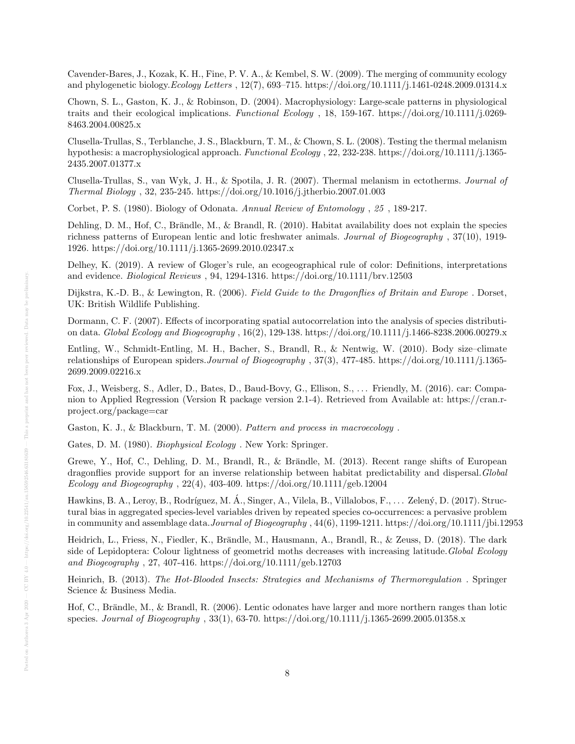Cavender-Bares, J., Kozak, K. H., Fine, P. V. A., & Kembel, S. W. (2009). The merging of community ecology and phylogenetic biology.*Ecology Letters* , 12(7), 693–715. https://doi.org/10.1111/j.1461-0248.2009.01314.x

Chown, S. L., Gaston, K. J., & Robinson, D. (2004). Macrophysiology: Large-scale patterns in physiological traits and their ecological implications. *Functional Ecology* , 18, 159-167. https://doi.org/10.1111/j.0269-8463.2004.00825.x

Clusella-Trullas, S., Terblanche, J. S., Blackburn, T. M., & Chown, S. L. (2008). Testing the thermal melanism hypothesis: a macrophysiological approach. *Functional Ecology* , 22, 232-238. https://doi.org/10.1111/j.1365-2435.2007.01377.x

Clusella-Trullas, S., van Wyk, J. H., & Spotila, J. R. (2007). Thermal melanism in ectotherms. *Journal of Thermal Biology* , 32, 235-245. https://doi.org/10.1016/j.jtherbio.2007.01.003

Corbet, P. S. (1980). Biology of Odonata. *Annual Review of Entomology* , *25* , 189-217.

Dehling, D. M., Hof, C., Brändle, M., & Brandl, R. (2010). Habitat availability does not explain the species richness patterns of European lentic and lotic freshwater animals. *Journal of Biogeography* , 37(10), 1919-1926. https://doi.org/10.1111/j.1365-2699.2010.02347.x

Delhey, K. (2019). A review of Gloger's rule, an ecogeographical rule of color: Definitions, interpretations and evidence. *Biological Reviews* , 94, 1294-1316. https://doi.org/10.1111/brv.12503

Dijkstra, K.-D. B., & Lewington, R. (2006). *Field Guide to the Dragonflies of Britain and Europe* . Dorset, UK: British Wildlife Publishing.

Dormann, C. F. (2007). Effects of incorporating spatial autocorrelation into the analysis of species distribution data. *Global Ecology and Biogeography* , 16(2), 129-138. https://doi.org/10.1111/j.1466-8238.2006.00279.x

Entling, W., Schmidt-Entling, M. H., Bacher, S., Brandl, R., & Nentwig, W. (2010). Body size–climate relationships of European spiders.*Journal of Biogeography* , 37(3), 477-485. https://doi.org/10.1111/j.1365-2699.2009.02216.x

Fox, J., Weisberg, S., Adler, D., Bates, D., Baud-Bovy, G., Ellison, S., … Friendly, M. (2016). car: Companion to Applied Regression (Version R package version 2.1-4). Retrieved from Available at: https://cran.r-project.org/package=car

Gaston, K. J., & Blackburn, T. M. (2000). *Pattern and process in macroecology* .

Gates, D. M. (1980). *Biophysical Ecology* . New York: Springer.

Grewe, Y., Hof, C., Dehling, D. M., Brandl, R., & Brändle, M. (2013). Recent range shifts of European dragonflies provide support for an inverse relationship between habitat predictability and dispersal.*Global Ecology and Biogeography* , 22(4), 403-409. https://doi.org/10.1111/geb.12004

Hawkins, B. A., Leroy, B., Rodríguez, M. Á., Singer, A., Vilela, B., Villalobos, F., … Zelený, D. (2017). Structural bias in aggregated species-level variables driven by repeated species co-occurrences: a pervasive problem in community and assemblage data.*Journal of Biogeography* , 44(6), 1199-1211. https://doi.org/10.1111/jbi.12953

Heidrich, L., Friess, N., Fiedler, K., Brändle, M., Hausmann, A., Brandl, R., & Zeuss, D. (2018). The dark side of Lepidoptera: Colour lightness of geometrid moths decreases with increasing latitude.*Global Ecology and Biogeography* , 27, 407-416. https://doi.org/10.1111/geb.12703

Heinrich, B. (2013). *The Hot-Blooded Insects: Strategies and Mechanisms of Thermoregulation* . Springer Science & Business Media.

Hof, C., Brändle, M., & Brandl, R. (2006). Lentic odonates have larger and more northern ranges than lotic species. *Journal of Biogeography* , 33(1), 63-70. https://doi.org/10.1111/j.1365-2699.2005.01358.x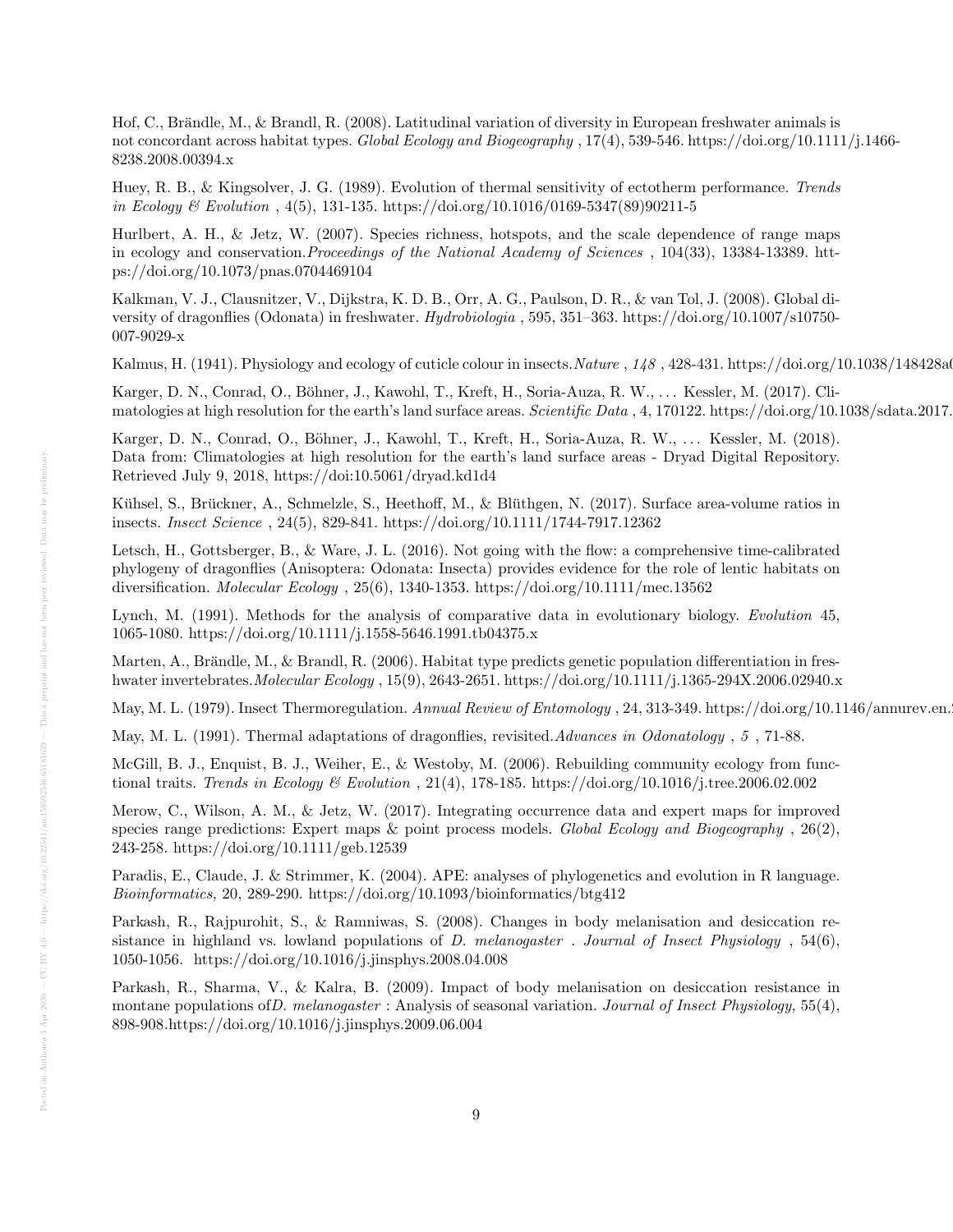Hof, C., Brändle, M., & Brandl, R. (2008). Latitudinal variation of diversity in European freshwater animals is not concordant across habitat types. *Global Ecology and Biogeography* , 17(4), 539-546. https://doi.org/10.1111/j.1466-8238.2008.00394.x

Huey, R. B., & Kingsolver, J. G. (1989). Evolution of thermal sensitivity of ectotherm performance. *Trends in Ecology & Evolution* , 4(5), 131-135. https://doi.org/10.1016/0169-5347(89)90211-5

Hurlbert, A. H., & Jetz, W. (2007). Species richness, hotspots, and the scale dependence of range maps in ecology and conservation.*Proceedings of the National Academy of Sciences* , 104(33), 13384-13389. https://doi.org/10.1073/pnas.0704469104

Kalkman, V. J., Clausnitzer, V., Dijkstra, K. D. B., Orr, A. G., Paulson, D. R., & van Tol, J. (2008). Global diversity of dragonflies (Odonata) in freshwater. *Hydrobiologia* , 595, 351–363. https://doi.org/10.1007/s10750-007-9029-x

Kalmus, H. (1941). Physiology and ecology of cuticle colour in insects.*Nature* , *148* , 428-431. https://doi.org/10.1038/148428a0

Karger, D. N., Conrad, O., Böhner, J., Kawohl, T., Kreft, H., Soria-Auza, R. W., ... Kessler, M. (2017). Climatologies at high resolution for the earth's land surface areas. *Scientific Data* , 4, 170122. https://doi.org/10.1038/sdata.2017.

Karger, D. N., Conrad, O., Böhner, J., Kawohl, T., Kreft, H., Soria-Auza, R. W., ... Kessler, M. (2018). Data from: Climatologies at high resolution for the earth's land surface areas - Dryad Digital Repository. Retrieved July 9, 2018, https://doi:10.5061/dryad.kd1d4

Kühsel, S., Brückner, A., Schmelzle, S., Heethoff, M., & Blüthgen, N. (2017). Surface area-volume ratios in insects. *Insect Science* , 24(5), 829-841. https://doi.org/10.1111/1744-7917.12362

Letsch, H., Gottsberger, B., & Ware, J. L. (2016). Not going with the flow: a comprehensive time-calibrated phylogeny of dragonflies (Anisoptera: Odonata: Insecta) provides evidence for the role of lentic habitats on diversification. *Molecular Ecology* , 25(6), 1340-1353. https://doi.org/10.1111/mec.13562

Lynch, M. (1991). Methods for the analysis of comparative data in evolutionary biology. *Evolution* 45, 1065-1080. https://doi.org/10.1111/j.1558-5646.1991.tb04375.x

Marten, A., Brändle, M., & Brandl, R. (2006). Habitat type predicts genetic population differentiation in freshwater invertebrates.*Molecular Ecology* , 15(9), 2643-2651. https://doi.org/10.1111/j.1365-294X.2006.02940.x

May, M. L. (1979). Insect Thermoregulation. *Annual Review of Entomology* , 24, 313-349. https://doi.org/10.1146/annurev.en.

May, M. L. (1991). Thermal adaptations of dragonflies, revisited.*Advances in Odonatology* , *5* , 71-88.

McGill, B. J., Enquist, B. J., Weiher, E., & Westoby, M. (2006). Rebuilding community ecology from functional traits. *Trends in Ecology & Evolution* , 21(4), 178-185. https://doi.org/10.1016/j.tree.2006.02.002

Merow, C., Wilson, A. M., & Jetz, W. (2017). Integrating occurrence data and expert maps for improved species range predictions: Expert maps & point process models. *Global Ecology and Biogeography* , 26(2), 243-258. https://doi.org/10.1111/geb.12539

Paradis, E., Claude, J. & Strimmer, K. (2004). APE: analyses of phylogenetics and evolution in R language. *Bioinformatics,* 20, 289-290. https://doi.org/10.1093/bioinformatics/btg412

Parkash, R., Rajpurohit, S., & Ramniwas, S. (2008). Changes in body melanisation and desiccation resistance in highland vs. lowland populations of *D. melanogaster* . *Journal of Insect Physiology* , 54(6), 1050-1056. https://doi.org/10.1016/j.jinsphys.2008.04.008

Parkash, R., Sharma, V., & Kalra, B. (2009). Impact of body melanisation on desiccation resistance in montane populations of*D. melanogaster* : Analysis of seasonal variation. *Journal of Insect Physiology,* 55(4), 898-908.https://doi.org/10.1016/j.jinsphys.2009.06.004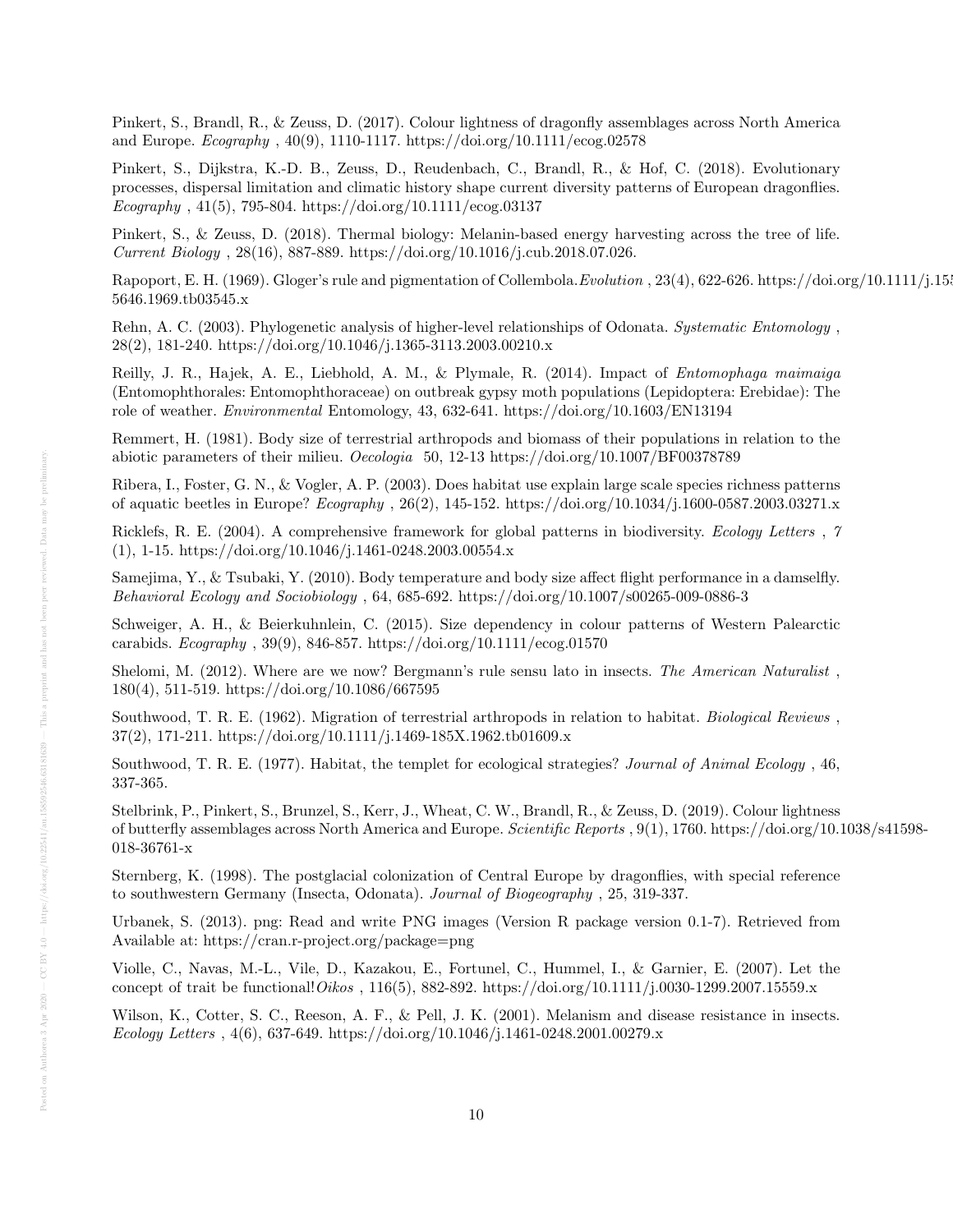Pinkert, S., Brandl, R., & Zeuss, D. (2017). Colour lightness of dragonfly assemblages across North America and Europe. *Ecography* , 40(9), 1110-1117. https://doi.org/10.1111/ecog.02578

Pinkert, S., Dijkstra, K.-D. B., Zeuss, D., Reudenbach, C., Brandl, R., & Hof, C. (2018). Evolutionary processes, dispersal limitation and climatic history shape current diversity patterns of European dragonflies. *Ecography* , 41(5), 795-804. https://doi.org/10.1111/ecog.03137

Pinkert, S., & Zeuss, D. (2018). Thermal biology: Melanin-based energy harvesting across the tree of life. *Current Biology* , 28(16), 887-889. https://doi.org/10.1016/j.cub.2018.07.026.

Rapoport, E. H. (1969). Gloger's rule and pigmentation of Collembola. *Evolution* , 23(4), 622-626. https://doi.org/10.1111/j.1558-5646.1969.tb03545.x

Rehn, A. C. (2003). Phylogenetic analysis of higher-level relationships of Odonata. *Systematic Entomology* , 28(2), 181-240. https://doi.org/10.1046/j.1365-3113.2003.00210.x

Reilly, J. R., Hajek, A. E., Liebhold, A. M., & Plymale, R. (2014). Impact of *Entomophaga maimaiga* (Entomophthorales: Entomophthoraceae) on outbreak gypsy moth populations (Lepidoptera: Erebidae): The role of weather. *Environmental* Entomology, 43, 632-641. https://doi.org/10.1603/EN13194

Remmert, H. (1981). Body size of terrestrial arthropods and biomass of their populations in relation to the abiotic parameters of their milieu. *Oecologia* 50, 12-13 https://doi.org/10.1007/BF00378789

Ribera, I., Foster, G. N., & Vogler, A. P. (2003). Does habitat use explain large scale species richness patterns of aquatic beetles in Europe? *Ecography* , 26(2), 145-152. https://doi.org/10.1034/j.1600-0587.2003.03271.x

Ricklefs, R. E. (2004). A comprehensive framework for global patterns in biodiversity. *Ecology Letters* , *7* (1), 1-15. https://doi.org/10.1046/j.1461-0248.2003.00554.x

Samejima, Y., & Tsubaki, Y. (2010). Body temperature and body size affect flight performance in a damselfly. *Behavioral Ecology and Sociobiology* , 64, 685-692. https://doi.org/10.1007/s00265-009-0886-3

Schweiger, A. H., & Beierkuhnlein, C. (2015). Size dependency in colour patterns of Western Palearctic carabids. *Ecography* , 39(9), 846-857. https://doi.org/10.1111/ecog.01570

Shelomi, M. (2012). Where are we now? Bergmann's rule sensu lato in insects. *The American Naturalist* , 180(4), 511-519. https://doi.org/10.1086/667595

Southwood, T. R. E. (1962). Migration of terrestrial arthropods in relation to habitat. *Biological Reviews* , 37(2), 171-211. https://doi.org/10.1111/j.1469-185X.1962.tb01609.x

Southwood, T. R. E. (1977). Habitat, the templet for ecological strategies? *Journal of Animal Ecology* , 46, 337-365.

Stelbrink, P., Pinkert, S., Brunzel, S., Kerr, J., Wheat, C. W., Brandl, R., & Zeuss, D. (2019). Colour lightness of butterfly assemblages across North America and Europe. *Scientific Reports* , 9(1), 1760. https://doi.org/10.1038/s41598-018-36761-x

Sternberg, K. (1998). The postglacial colonization of Central Europe by dragonflies, with special reference to southwestern Germany (Insecta, Odonata). *Journal of Biogeography* , 25, 319-337.

Urbanek, S. (2013). png: Read and write PNG images (Version R package version 0.1-7). Retrieved from Available at: https://cran.r-project.org/package=png

Violle, C., Navas, M.-L., Vile, D., Kazakou, E., Fortunel, C., Hummel, I., & Garnier, E. (2007). Let the concept of trait be functional! *Oikos* , 116(5), 882-892. https://doi.org/10.1111/j.0030-1299.2007.15559.x

Wilson, K., Cotter, S. C., Reeson, A. F., & Pell, J. K. (2001). Melanism and disease resistance in insects. *Ecology Letters* , 4(6), 637-649. https://doi.org/10.1046/j.1461-0248.2001.00279.x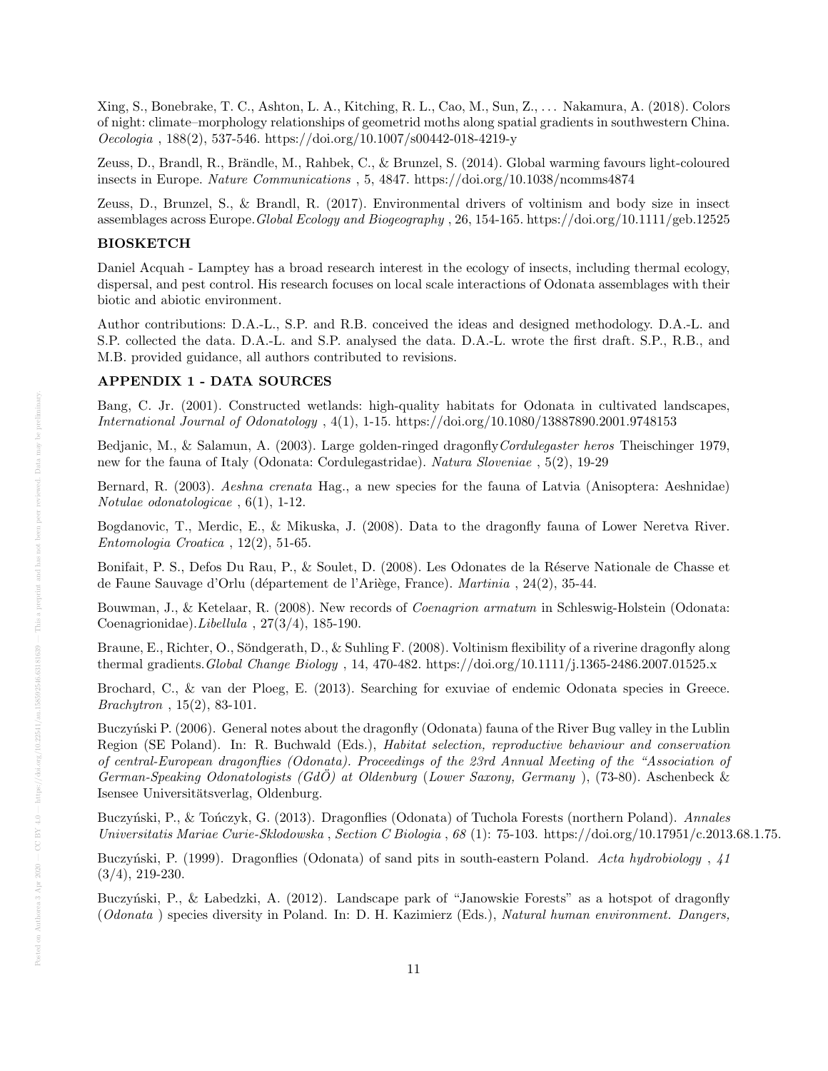Xing, S., Bonebrake, T. C., Ashton, L. A., Kitching, R. L., Cao, M., Sun, Z., . . . Nakamura, A. (2018). Colors of night: climate–morphology relationships of geometrid moths along spatial gradients in southwestern China. *Oecologia* , 188(2), 537-546. https://doi.org/10.1007/s00442-018-4219-y

Zeuss, D., Brandl, R., Brändle, M., Rahbek, C., & Brunzel, S. (2014). Global warming favours light-coloured insects in Europe. *Nature Communications* , 5, 4847. https://doi.org/10.1038/ncomms4874

Zeuss, D., Brunzel, S., & Brandl, R. (2017). Environmental drivers of voltinism and body size in insect assemblages across Europe.*Global Ecology and Biogeography* , 26, 154-165. https://doi.org/10.1111/geb.12525

## BIOSKETCH

Daniel Acquah - Lamptey has a broad research interest in the ecology of insects, including thermal ecology, dispersal, and pest control. His research focuses on local scale interactions of Odonata assemblages with their biotic and abiotic environment.

Author contributions: D.A.-L., S.P. and R.B. conceived the ideas and designed methodology. D.A.-L. and S.P. collected the data. D.A.-L. and S.P. analysed the data. D.A.-L. wrote the first draft. S.P., R.B., and M.B. provided guidance, all authors contributed to revisions.

## APPENDIX 1 - DATA SOURCES

Bang, C. Jr. (2001). Constructed wetlands: high-quality habitats for Odonata in cultivated landscapes, *International Journal of Odonatology* , 4(1), 1-15. https://doi.org/10.1080/13887890.2001.9748153

Bedjanic, M., & Salamun, A. (2003). Large golden-ringed dragonfly*Cordulegaster heros* Theischinger 1979, new for the fauna of Italy (Odonata: Cordulegastridae). *Natura Sloveniae* , 5(2), 19-29

Bernard, R. (2003). *Aeshna crenata* Hag., a new species for the fauna of Latvia (Anisoptera: Aeshnidae) *Notulae odonatologicae* , 6(1), 1-12.

Bogdanovic, T., Merdic, E., & Mikuska, J. (2008). Data to the dragonfly fauna of Lower Neretva River. *Entomologia Croatica* , 12(2), 51-65.

Bonifait, P. S., Defos Du Rau, P., & Soulet, D. (2008). Les Odonates de la Réserve Nationale de Chasse et de Faune Sauvage d'Orlu (département de l'Ariège, France). *Martinia* , 24(2), 35-44.

Bouwman, J., & Ketelaar, R. (2008). New records of *Coenagrion armatum* in Schleswig-Holstein (Odonata: Coenagrionidae).*Libellula* , 27(3/4), 185-190.

Braune, E., Richter, O., Söndgerath, D., & Suhling F. (2008). Voltinism flexibility of a riverine dragonfly along thermal gradients.*Global Change Biology* , 14, 470-482. https://doi.org/10.1111/j.1365-2486.2007.01525.x

Brochard, C., & van der Ploeg, E. (2013). Searching for exuviae of endemic Odonata species in Greece. *Brachytron* , 15(2), 83-101.

Buczyński P. (2006). General notes about the dragonfly (Odonata) fauna of the River Bug valley in the Lublin Region (SE Poland). In: R. Buchwald (Eds.), *Habitat selection, reproductive behaviour and conservation of central-European dragonflies (Odonata). Proceedings of the 23rd Annual Meeting of the "Association of German-Speaking Odonatologists (GdÖ) at Oldenburg* (*Lower Saxony, Germany* ), (73-80). Aschenbeck & Isensee Universitätsverlag, Oldenburg.

Buczyński, P., & Tończyk, G. (2013). Dragonflies (Odonata) of Tuchola Forests (northern Poland). *Annales Universitatis Mariae Curie-Sklodowska* , *Section C Biologia* , *68* (1): 75-103. https://doi.org/10.17951/c.2013.68.1.75.

Buczyński, P. (1999). Dragonflies (Odonata) of sand pits in south-eastern Poland. *Acta hydrobiology* , *41* (3/4), 219-230.

Buczyński, P., & Łabedzki, A. (2012). Landscape park of "Janowskie Forests" as a hotspot of dragonfly (*Odonata* ) species diversity in Poland. In: D. H. Kazimierz (Eds.), *Natural human environment. Dangers,*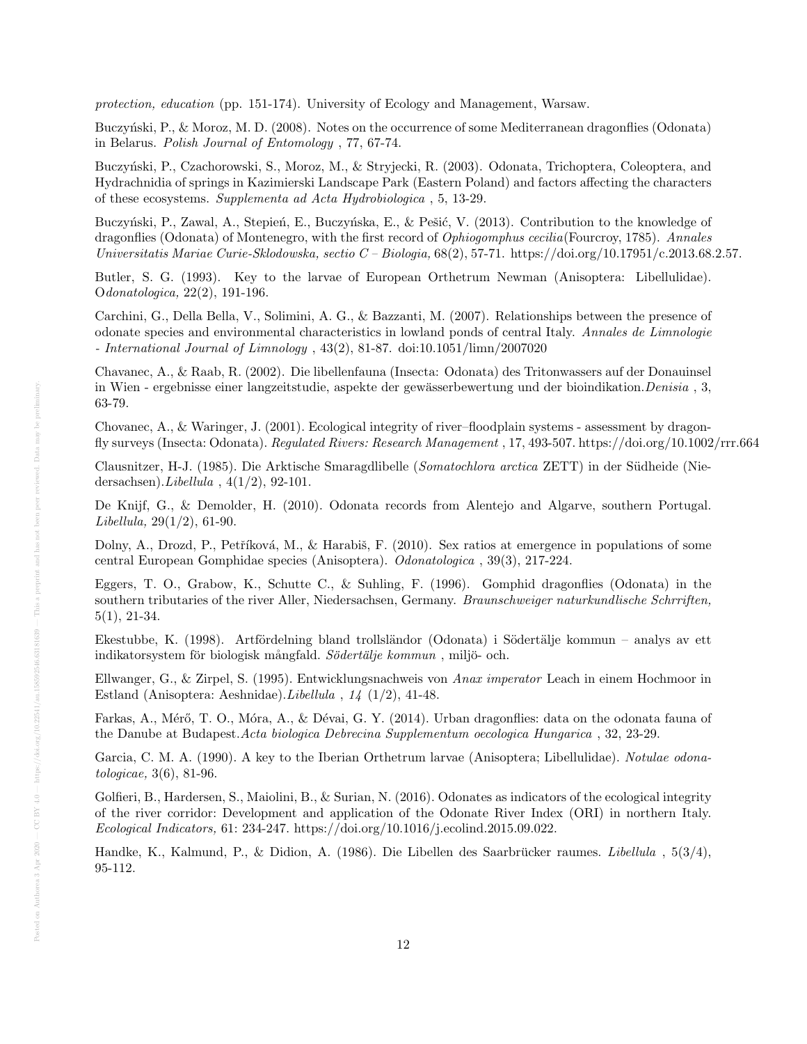*protection, education* (pp. 151-174). University of Ecology and Management, Warsaw.

Buczyński, P., & Moroz, M. D. (2008). Notes on the occurrence of some Mediterranean dragonflies (Odonata) in Belarus. *Polish Journal of Entomology* , 77, 67-74.

Buczyński, P., Czachorowski, S., Moroz, M., & Stryjecki, R. (2003). Odonata, Trichoptera, Coleoptera, and Hydrachnidia of springs in Kazimierski Landscape Park (Eastern Poland) and factors affecting the characters of these ecosystems. *Supplementa ad Acta Hydrobiologica* , 5, 13-29.

Buczyński, P., Zawal, A., Stepień, E., Buczyńska, E., & Pešić, V. (2013). Contribution to the knowledge of dragonflies (Odonata) of Montenegro, with the first record of *Ophiogomphus cecilia*(Fourcroy, 1785). *Annales Universitatis Mariae Curie-Sklodowska, sectio C – Biologia,* 68(2), 57-71. https://doi.org/10.17951/c.2013.68.2.57.

Butler, S. G. (1993). Key to the larvae of European Orthetrum Newman (Anisoptera: Libellulidae). O*donatologica,* 22(2), 191-196.

Carchini, G., Della Bella, V., Solimini, A. G., & Bazzanti, M. (2007). Relationships between the presence of odonate species and environmental characteristics in lowland ponds of central Italy. *Annales de Limnologie - International Journal of Limnology* , 43(2), 81-87. doi:10.1051/limn/2007020

Chavanec, A., & Raab, R. (2002). Die libellenfauna (Insecta: Odonata) des Tritonwassers auf der Donauinsel in Wien - ergebnisse einer langzeitstudie, aspekte der gewässerbewertung und der bioindikation.*Denisia* , 3, 63-79.

Chovanec, A., & Waringer, J. (2001). Ecological integrity of river–floodplain systems - assessment by dragonfly surveys (Insecta: Odonata). *Regulated Rivers: Research Management* , 17, 493-507. https://doi.org/10.1002/rrr.664

Clausnitzer, H-J. (1985). Die Arktische Smaragdlibelle (*Somatochlora arctica* ZETT) in der Südheide (Niedersachsen).*Libellula* , 4(1/2), 92-101.

De Knijf, G., & Demolder, H. (2010). Odonata records from Alentejo and Algarve, southern Portugal. *Libellula,* 29(1/2), 61-90.

Dolny, A., Drozd, P., Petříková, M., & Harabiš, F. (2010). Sex ratios at emergence in populations of some central European Gomphidae species (Anisoptera). *Odonatologica* , 39(3), 217-224.

Eggers, T. O., Grabow, K., Schutte C., & Suhling, F. (1996). Gomphid dragonflies (Odonata) in the southern tributaries of the river Aller, Niedersachsen, Germany. *Braunschweiger naturkundlische Schrriften,* 5(1), 21-34.

Ekestubbe, K. (1998). Artfördelning bland trollsländor (Odonata) i Södertälje kommun – analys av ett indikatorsystem för biologisk mångfald. *Södertälje kommun* , miljö- och.

Ellwanger, G., & Zirpel, S. (1995). Entwicklungsnachweis von *Anax imperator* Leach in einem Hochmoor in Estland (Anisoptera: Aeshnidae).*Libellula* , *14* (1/2), 41-48.

Farkas, A., Mérő, T. O., Móra, A., & Dévai, G. Y. (2014). Urban dragonflies: data on the odonata fauna of the Danube at Budapest.*Acta biologica Debrecina Supplementum oecologica Hungarica* , 32, 23-29.

Garcia, C. M. A. (1990). A key to the Iberian Orthetrum larvae (Anisoptera; Libellulidae). *Notulae odonatologicae,* 3(6), 81-96.

Golfieri, B., Hardersen, S., Maiolini, B., & Surian, N. (2016). Odonates as indicators of the ecological integrity of the river corridor: Development and application of the Odonate River Index (ORI) in northern Italy. *Ecological Indicators,* 61: 234-247. https://doi.org/10.1016/j.ecolind.2015.09.022.

Handke, K., Kalmund, P., & Didion, A. (1986). Die Libellen des Saarbrücker raumes. *Libellula* , 5(3/4), 95-112.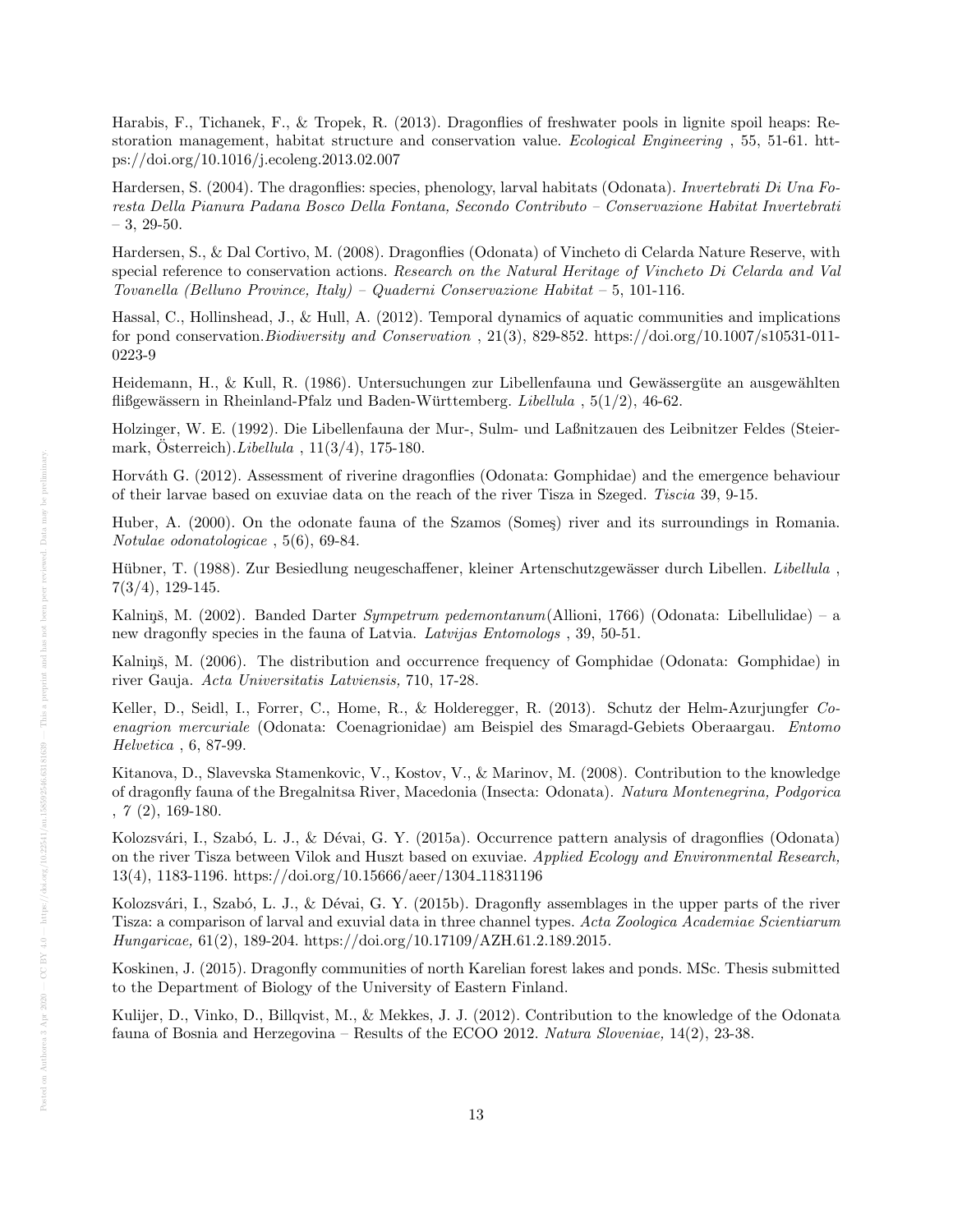Harabis, F., Tichanek, F., & Tropek, R. (2013). Dragonflies of freshwater pools in lignite spoil heaps: Restoration management, habitat structure and conservation value. *Ecological Engineering* , 55, 51-61. https://doi.org/10.1016/j.ecoleng.2013.02.007

Hardersen, S. (2004). The dragonflies: species, phenology, larval habitats (Odonata). *Invertebrati Di Una Foresta Della Pianura Padana Bosco Della Fontana, Secondo Contributo – Conservazione Habitat Invertebrati – 3*, 29-50.

Hardersen, S., & Dal Cortivo, M. (2008). Dragonflies (Odonata) of Vincheto di Celarda Nature Reserve, with special reference to conservation actions. *Research on the Natural Heritage of Vincheto Di Celarda and Val Tovanella (Belluno Province, Italy) – Quaderni Conservazione Habitat – 5*, 101-116.

Hassal, C., Hollinshead, J., & Hull, A. (2012). Temporal dynamics of aquatic communities and implications for pond conservation.*Biodiversity and Conservation* , 21(3), 829-852. https://doi.org/10.1007/s10531-011-0223-9

Heidemann, H., & Kull, R. (1986). Untersuchungen zur Libellenfauna und Gewässergüte an ausgewählten flißgewässern in Rheinland-Pfalz und Baden-Württemberg. *Libellula* , 5(1/2), 46-62.

Holzinger, W. E. (1992). Die Libellenfauna der Mur-, Sulm- und Laßnitzauen des Leibnitzer Feldes (Steiermark, Österreich).*Libellula* , 11(3/4), 175-180.

Horváth G. (2012). Assessment of riverine dragonflies (Odonata: Gomphidae) and the emergence behaviour of their larvae based on exuviae data on the reach of the river Tisza in Szeged. *Tiscia* 39, 9-15.

Huber, A. (2000). On the odonate fauna of the Szamos (Someş) river and its surroundings in Romania. *Notulae odonatologicae* , 5(6), 69-84.

Hübner, T. (1988). Zur Besiedlung neugeschaffener, kleiner Artenschutzgewässer durch Libellen. *Libellula* , 7(3/4), 129-145.

Kalniņš, M. (2002). Banded Darter *Sympetrum pedemontanum*(Allioni, 1766) (Odonata: Libellulidae) – a new dragonfly species in the fauna of Latvia. *Latvijas Entomologs* , 39, 50-51.

Kalniņš, M. (2006). The distribution and occurrence frequency of Gomphidae (Odonata: Gomphidae) in river Gauja. *Acta Universitatis Latviensis,* 710, 17-28.

Keller, D., Seidl, I., Forrer, C., Home, R., & Holderegger, R. (2013). Schutz der Helm-Azurjungfer *Coenagrion mercuriale* (Odonata: Coenagrionidae) am Beispiel des Smaragd-Gebiets Oberaargau. *Entomo Helvetica* , 6, 87-99.

Kitanova, D., Slavevska Stamenkovic, V., Kostov, V., & Marinov, M. (2008). Contribution to the knowledge of dragonfly fauna of the Bregalnitsa River, Macedonia (Insecta: Odonata). *Natura Montenegrina, Podgorica* , *7* (2), 169-180.

Kolozsvári, I., Szabó, L. J., & Dévai, G. Y. (2015a). Occurrence pattern analysis of dragonflies (Odonata) on the river Tisza between Vilok and Huszt based on exuviae. *Applied Ecology and Environmental Research,* 13(4), 1183-1196. https://doi.org/10.15666/aeer/1304_11831196

Kolozsvári, I., Szabó, L. J., & Dévai, G. Y. (2015b). Dragonfly assemblages in the upper parts of the river Tisza: a comparison of larval and exuvial data in three channel types. *Acta Zoologica Academiae Scientiarum Hungaricae,* 61(2), 189-204. https://doi.org/10.17109/AZH.61.2.189.2015.

Koskinen, J. (2015). Dragonfly communities of north Karelian forest lakes and ponds. MSc. Thesis submitted to the Department of Biology of the University of Eastern Finland.

Kulijer, D., Vinko, D., Billqvist, M., & Mekkes, J. J. (2012). Contribution to the knowledge of the Odonata fauna of Bosnia and Herzegovina – Results of the ECOO 2012. *Natura Sloveniae,* 14(2), 23-38.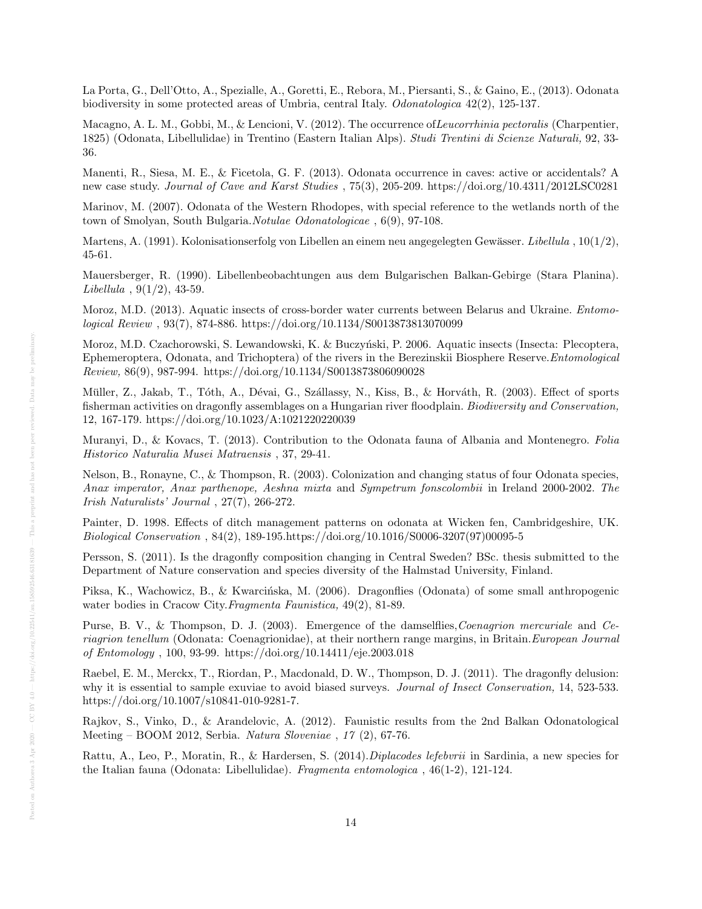La Porta, G., Dell'Otto, A., Spezialle, A., Goretti, E., Rebora, M., Piersanti, S., & Gaino, E., (2013). Odonata biodiversity in some protected areas of Umbria, central Italy. *Odonatologica* 42(2), 125-137.

Macagno, A. L. M., Gobbi, M., & Lencioni, V. (2012). The occurrence of*Leucorrhinia pectoralis* (Charpentier, 1825) (Odonata, Libellulidae) in Trentino (Eastern Italian Alps). *Studi Trentini di Scienze Naturali,* 92, 33-36.

Manenti, R., Siesa, M. E., & Ficetola, G. F. (2013). Odonata occurrence in caves: active or accidentals? A new case study. *Journal of Cave and Karst Studies* , 75(3), 205-209. https://doi.org/10.4311/2012LSC0281

Marinov, M. (2007). Odonata of the Western Rhodopes, with special reference to the wetlands north of the town of Smolyan, South Bulgaria.*Notulae Odonatologicae* , 6(9), 97-108.

Martens, A. (1991). Kolonisationserfolg von Libellen an einem neu angegelegten Gewässer. *Libellula* , 10(1/2), 45-61.

Mauersberger, R. (1990). Libellenbeobachtungen aus dem Bulgarischen Balkan-Gebirge (Stara Planina). *Libellula* , 9(1/2), 43-59.

Moroz, M.D. (2013). Aquatic insects of cross-border water currents between Belarus and Ukraine. *Entomological Review* , 93(7), 874-886. https://doi.org/10.1134/S0013873813070099

Moroz, M.D. Czachorowski, S. Lewandowski, K. & Buczyński, P. 2006. Aquatic insects (Insecta: Plecoptera, Ephemeroptera, Odonata, and Trichoptera) of the rivers in the Berezinskii Biosphere Reserve.*Entomological Review,* 86(9), 987-994. https://doi.org/10.1134/S0013873806090028

Müller, Z., Jakab, T., Tóth, A., Dévai, G., Szállassy, N., Kiss, B., & Horváth, R. (2003). Effect of sports fisherman activities on dragonfly assemblages on a Hungarian river floodplain. *Biodiversity and Conservation,* 12, 167-179. https://doi.org/10.1023/A:1021220220039

Muranyi, D., & Kovacs, T. (2013). Contribution to the Odonata fauna of Albania and Montenegro. *Folia Historico Naturalia Musei Matraensis* , 37, 29-41.

Nelson, B., Ronayne, C., & Thompson, R. (2003). Colonization and changing status of four Odonata species, *Anax imperator, Anax parthenope, Aeshna mixta* and *Sympetrum fonscolombii* in Ireland 2000-2002. *The Irish Naturalists' Journal* , 27(7), 266-272.

Painter, D. 1998. Effects of ditch management patterns on odonata at Wicken fen, Cambridgeshire, UK. *Biological Conservation* , 84(2), 189-195.https://doi.org/10.1016/S0006-3207(97)00095-5

Persson, S. (2011). Is the dragonfly composition changing in Central Sweden? BSc. thesis submitted to the Department of Nature conservation and species diversity of the Halmstad University, Finland.

Piksa, K., Wachowicz, B., & Kwarcińska, M. (2006). Dragonflies (Odonata) of some small anthropogenic water bodies in Cracow City.*Fragmenta Faunistica,* 49(2), 81-89.

Purse, B. V., & Thompson, D. J. (2003). Emergence of the damselflies,*Coenagrion mercuriale* and *Ceriagrion tenellum* (Odonata: Coenagrionidae), at their northern range margins, in Britain.*European Journal of Entomology* , 100, 93-99. https://doi.org/10.14411/eje.2003.018

Raebel, E. M., Merckx, T., Riordan, P., Macdonald, D. W., Thompson, D. J. (2011). The dragonfly delusion: why it is essential to sample exuviae to avoid biased surveys. *Journal of Insect Conservation,* 14, 523-533. https://doi.org/10.1007/s10841-010-9281-7.

Rajkov, S., Vinko, D., & Arandelovic, A. (2012). Faunistic results from the 2nd Balkan Odonatological Meeting – BOOM 2012, Serbia. *Natura Sloveniae* , *17* (2), 67-76.

Rattu, A., Leo, P., Moratin, R., & Hardersen, S. (2014).*Diplacodes lefebvrii* in Sardinia, a new species for the Italian fauna (Odonata: Libellulidae). *Fragmenta entomologica* , 46(1-2), 121-124.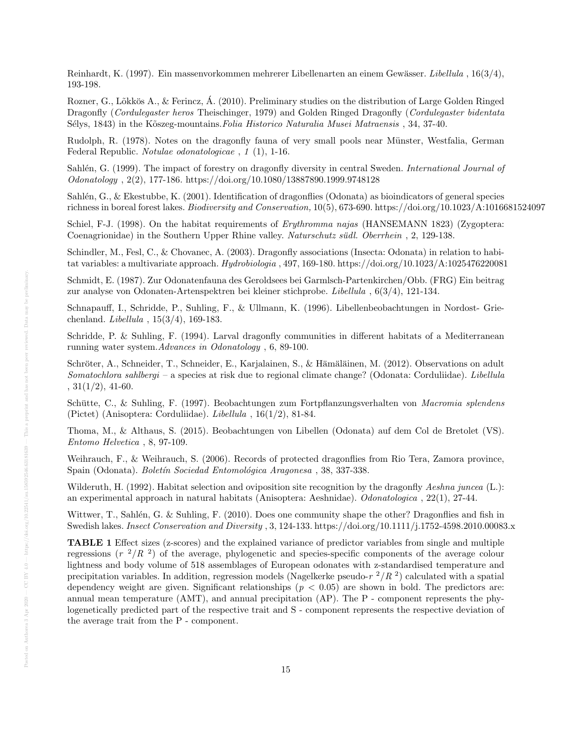Reinhardt, K. (1997). Ein massenvorkommen mehrerer Libellenarten an einem Gewässer. *Libellula* , 16(3/4), 193-198.

Rozner, G., Lõkkös A., & Ferincz, Á. (2010). Preliminary studies on the distribution of Large Golden Ringed Dragonfly (*Cordulegaster heros* Theischinger, 1979) and Golden Ringed Dragonfly (*Cordulegaster bidentata* Sélys, 1843) in the Kõszeg-mountains.*Folia Historico Naturalia Musei Matraensis* , 34, 37-40.

Rudolph, R. (1978). Notes on the dragonfly fauna of very small pools near Münster, Westfalia, German Federal Republic. *Notulae odonatologicae* , *1* (1), 1-16.

Sahlén, G. (1999). The impact of forestry on dragonfly diversity in central Sweden. *International Journal of Odonatology* , 2(2), 177-186. https://doi.org/10.1080/13887890.1999.9748128

Sahlén, G., & Ekestubbe, K. (2001). Identification of dragonflies (Odonata) as bioindicators of general species richness in boreal forest lakes. *Biodiversity and Conservation,* 10(5), 673-690. https://doi.org/10.1023/A:1016681524097

Schiel, F-J. (1998). On the habitat requirements of *Erythromma najas* (HANSEMANN 1823) (Zygoptera: Coenagrionidae) in the Southern Upper Rhine valley. *Naturschutz südl. Oberrhein* , 2, 129-138.

Schindler, M., Fesl, C., & Chovanec, A. (2003). Dragonfly associations (Insecta: Odonata) in relation to habitat variables: a multivariate approach. *Hydrobiologia* , 497, 169-180. https://doi.org/10.1023/A:1025476220081

Schmidt, E. (1987). Zur Odonatenfauna des Geroldsees bei Garmlsch-Partenkirchen/Obb. (FRG) Ein beitrag zur analyse von Odonaten-Artenspektren bei kleiner stichprobe. *Libellula* , 6(3/4), 121-134.

Schnapauff, I., Schridde, P., Suhling, F., & Ullmann, K. (1996). Libellenbeobachtungen in Nordost- Griechenland. *Libellula* , 15(3/4), 169-183.

Schridde, P. & Suhling, F. (1994). Larval dragonfly communities in different habitats of a Mediterranean running water system.*Advances in Odonatology* , 6, 89-100.

Schröter, A., Schneider, T., Schneider, E., Karjalainen, S., & Hämäläinen, M. (2012). Observations on adult *Somatochlora sahlbergi* – a species at risk due to regional climate change? (Odonata: Corduliidae). *Libellula* , 31(1/2), 41-60.

Schütte, C., & Suhling, F. (1997). Beobachtungen zum Fortpflanzungsverhalten von *Macromia splendens* (Pictet) (Anisoptera: Corduliidae). *Libellula* , 16(1/2), 81-84.

Thoma, M., & Althaus, S. (2015). Beobachtungen von Libellen (Odonata) auf dem Col de Bretolet (VS). *Entomo Helvetica* , 8, 97-109.

Weihrauch, F., & Weihrauch, S. (2006). Records of protected dragonflies from Rio Tera, Zamora province, Spain (Odonata). *Boletín Sociedad Entomológica Aragonesa* , 38, 337-338.

Wilderuth, H. (1992). Habitat selection and oviposition site recognition by the dragonfly *Aeshna juncea* (L.): an experimental approach in natural habitats (Anisoptera: Aeshnidae). *Odonatologica* , 22(1), 27-44.

Wittwer, T., Sahlén, G. & Suhling, F. (2010). Does one community shape the other? Dragonflies and fish in Swedish lakes. *Insect Conservation and Diversity* , 3, 124-133. https://doi.org/10.1111/j.1752-4598.2010.00083.x

**TABLE 1** Effect sizes (z-scores) and the explained variance of predictor variables from single and multiple regressions ($r^2/R^2$) of the average, phylogenetic and species-specific components of the average colour lightness and body volume of 518 assemblages of European odonates with z-standardised temperature and precipitation variables. In addition, regression models (Nagelkerke pseudo-$r^2/R^2$) calculated with a spatial dependency weight are given. Significant relationships ($p < 0.05$) are shown in bold. The predictors are: annual mean temperature (AMT), and annual precipitation (AP). The P - component represents the phylogenetically predicted part of the respective trait and S - component represents the respective deviation of the average trait from the P - component.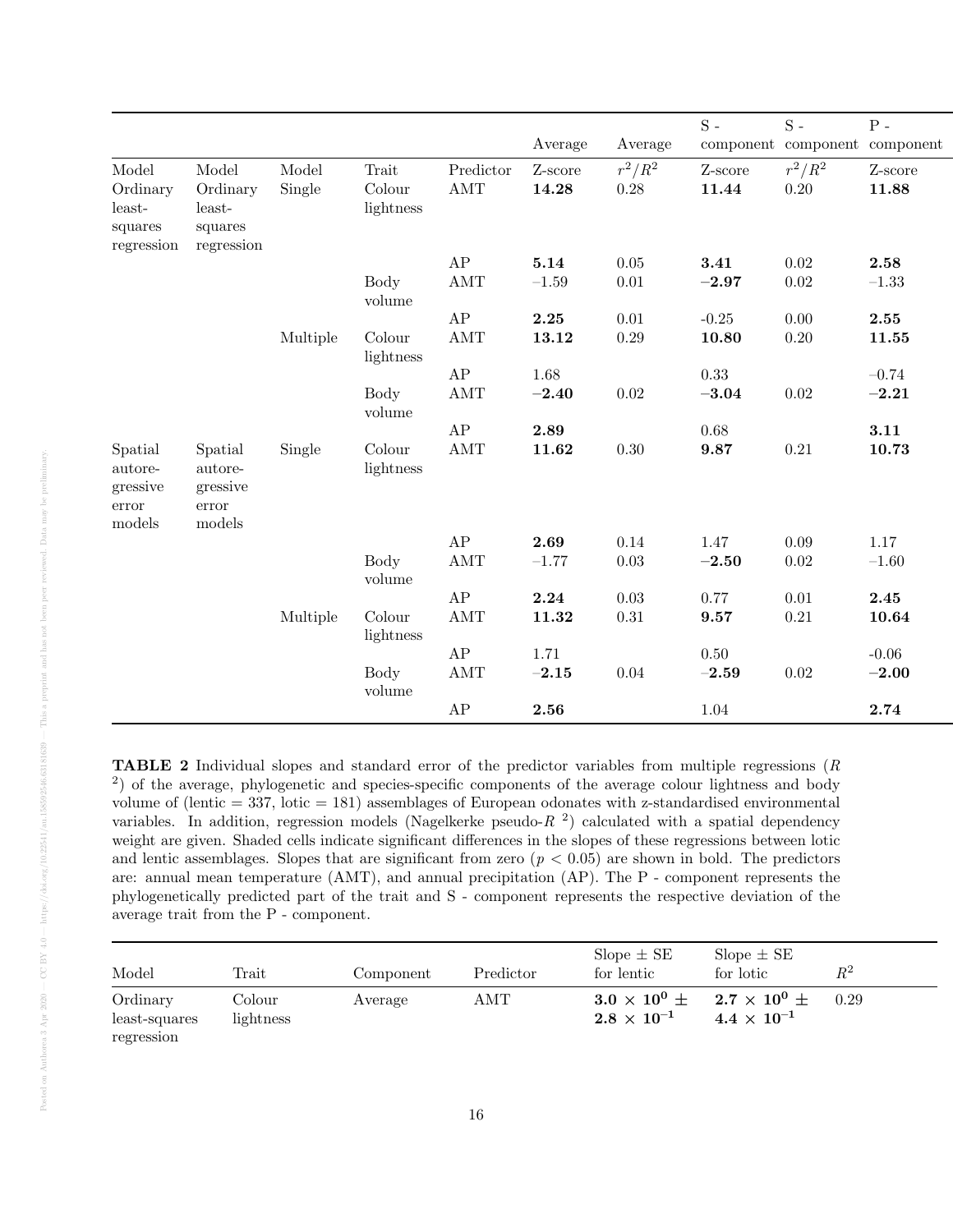| | | | | | Average | Average | S - component | S - component | P - component |
|---|---|---|---|---|---|---|---|---|---|
| Model | Model | Model | Trait | Predictor | Z-score | $r^2/R^2$ | Z-score | $r^2/R^2$ | Z-score |
| Ordinary least-squares regression | Ordinary least-squares regression | Single | Colour lightness | AMT | **14.28** | 0.28 | **11.44** | 0.20 | **11.88** |
| | | | | AP | **5.14** | 0.05 | **3.41** | 0.02 | **2.58** |
| | | | Body volume | AMT | –1.59 | 0.01 | **–2.97** | 0.02 | –1.33 |
| | | | | AP | **2.25** | 0.01 | -0.25 | 0.00 | **2.55** |
| | | Multiple | Colour lightness | AMT | **13.12** | 0.29 | **10.80** | 0.20 | **11.55** |
| | | | | AP | 1.68 | | 0.33 | | –0.74 |
| | | | Body volume | AMT | **–2.40** | 0.02 | **–3.04** | 0.02 | **–2.21** |
| | | | | AP | **2.89** | | 0.68 | | **3.11** |
| Spatial autoregressive error models | Spatial autoregressive error models | Single | Colour lightness | AMT | **11.62** | 0.30 | **9.87** | 0.21 | **10.73** |
| | | | | AP | **2.69** | 0.14 | 1.47 | 0.09 | 1.17 |
| | | | Body volume | AMT | –1.77 | 0.03 | **–2.50** | 0.02 | –1.60 |
| | | | | AP | **2.24** | 0.03 | 0.77 | 0.01 | **2.45** |
| | | Multiple | Colour lightness | AMT | **11.32** | 0.31 | **9.57** | 0.21 | **10.64** |
| | | | | AP | 1.71 | | 0.50 | | -0.06 |
| | | | Body volume | AMT | **–2.15** | 0.04 | **–2.59** | 0.02 | **–2.00** |
| | | | | AP | **2.56** | | 1.04 | | **2.74** |

**TABLE 2** Individual slopes and standard error of the predictor variables from multiple regressions ($R^2$) of the average, phylogenetic and species-specific components of the average colour lightness and body volume of (lentic = 337, lotic = 181) assemblages of European odonates with z-standardised environmental variables. In addition, regression models (Nagelkerke pseudo-$R^2$) calculated with a spatial dependency weight are given. Shaded cells indicate significant differences in the slopes of these regressions between lotic and lentic assemblages. Slopes that are significant from zero ($p < 0.05$) are shown in bold. The predictors are: annual mean temperature (AMT), and annual precipitation (AP). The P - component represents the phylogenetically predicted part of the trait and S - component represents the respective deviation of the average trait from the P - component.

| Model | Trait | Component | Predictor | Slope ± SE for lentic | Slope ± SE for lotic | $R^2$ |
|---|---|---|---|---|---|---|
| Ordinary least-squares regression | Colour lightness | Average | AMT | $\mathbf{3.0 \times 10^{0} \pm 2.8 \times 10^{-1}}$ | $\mathbf{2.7 \times 10^{0} \pm 4.4 \times 10^{-1}}$ | 0.29 |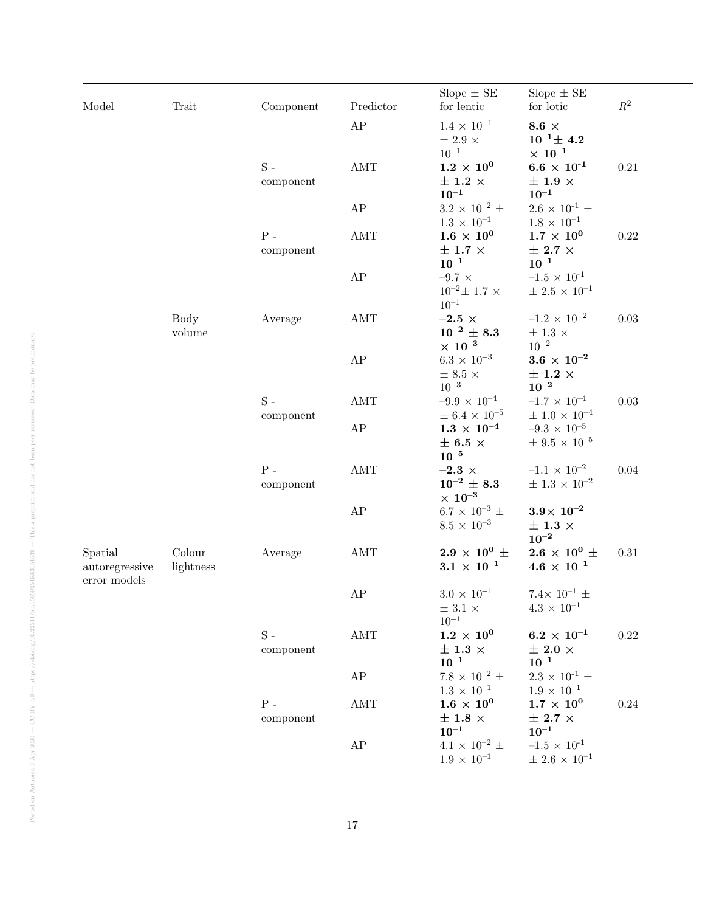| Model | Trait | Component | Predictor | Slope ± SE for lentic | Slope ± SE for lotic | $R^2$ |
|---|---|---|---|---|---|---|
| | | | AP | $1.4 \times 10^{-1} \pm 2.9 \times 10^{-1}$ | $\mathbf{8.6 \times 10^{-1} \pm 4.2 \times 10^{-1}}$ | |
| | | S - component | AMT | $\mathbf{1.2 \times 10^{0} \pm 1.2 \times 10^{-1}}$ | $\mathbf{6.6 \times 10^{-1} \pm 1.9 \times 10^{-1}}$ | 0.21 |
| | | | AP | $3.2 \times 10^{-2} \pm 1.3 \times 10^{-1}$ | $2.6 \times 10^{-1} \pm 1.8 \times 10^{-1}$ | |
| | | P - component | AMT | $\mathbf{1.6 \times 10^{0} \pm 1.7 \times 10^{-1}}$ | $\mathbf{1.7 \times 10^{0} \pm 2.7 \times 10^{-1}}$ | 0.22 |
| | | | AP | $-9.7 \times 10^{-2} \pm 1.7 \times 10^{-1}$ | $-1.5 \times 10^{-1} \pm 2.5 \times 10^{-1}$ | |
| | Body volume | Average | AMT | $\mathbf{-2.5 \times 10^{-2} \pm 8.3 \times 10^{-3}}$ | $-1.2 \times 10^{-2} \pm 1.3 \times 10^{-2}$ | 0.03 |
| | | | AP | $6.3 \times 10^{-3} \pm 8.5 \times 10^{-3}$ | $\mathbf{3.6 \times 10^{-2} \pm 1.2 \times 10^{-2}}$ | |
| | | S - component | AMT | $-9.9 \times 10^{-4} \pm 6.4 \times 10^{-5}$ | $-1.7 \times 10^{-4} \pm 1.0 \times 10^{-4}$ | 0.03 |
| | | | AP | $\mathbf{1.3 \times 10^{-4} \pm 6.5 \times 10^{-5}}$ | $-9.3 \times 10^{-5} \pm 9.5 \times 10^{-5}$ | |
| | | P - component | AMT | $\mathbf{-2.3 \times 10^{-2} \pm 8.3 \times 10^{-3}}$ | $-1.1 \times 10^{-2} \pm 1.3 \times 10^{-2}$ | 0.04 |
| | | | AP | $6.7 \times 10^{-3} \pm 8.5 \times 10^{-3}$ | $\mathbf{3.9 \times 10^{-2} \pm 1.3 \times 10^{-2}}$ | |
| Spatial autoregressive error models | Colour lightness | Average | AMT | $\mathbf{2.9 \times 10^{0} \pm 3.1 \times 10^{-1}}$ | $\mathbf{2.6 \times 10^{0} \pm 4.6 \times 10^{-1}}$ | 0.31 |
| | | | AP | $3.0 \times 10^{-1} \pm 3.1 \times 10^{-1}$ | $7.4 \times 10^{-1} \pm 4.3 \times 10^{-1}$ | |
| | | S - component | AMT | $\mathbf{1.2 \times 10^{0} \pm 1.3 \times 10^{-1}}$ | $\mathbf{6.2 \times 10^{-1} \pm 2.0 \times 10^{-1}}$ | 0.22 |
| | | | AP | $7.8 \times 10^{-2} \pm 1.3 \times 10^{-1}$ | $2.3 \times 10^{-1} \pm 1.9 \times 10^{-1}$ | |
| | | P - component | AMT | $\mathbf{1.6 \times 10^{0} \pm 1.8 \times 10^{-1}}$ | $\mathbf{1.7 \times 10^{0} \pm 2.7 \times 10^{-1}}$ | 0.24 |
| | | | AP | $4.1 \times 10^{-2} \pm 1.9 \times 10^{-1}$ | $-1.5 \times 10^{-1} \pm 2.6 \times 10^{-1}$ | |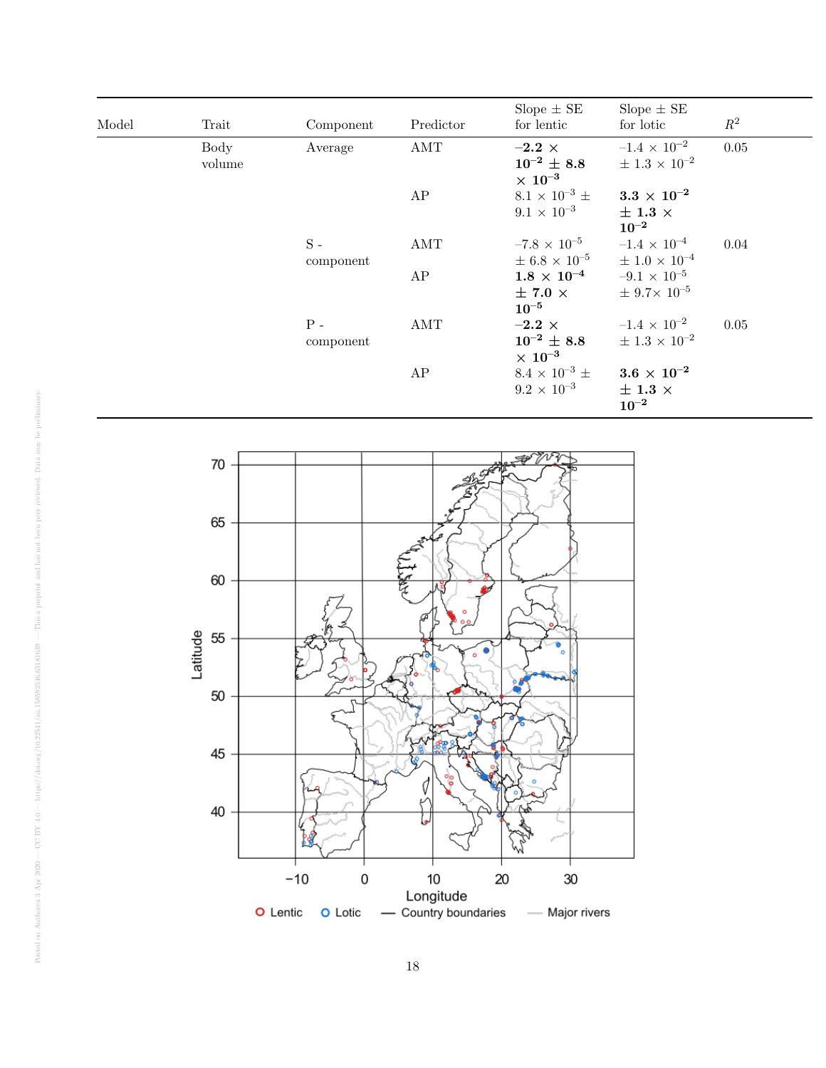| Model | Trait | Component | Predictor | Slope ± SE for lentic | Slope ± SE for lotic | $R^2$ |
|---|---|---|---|---|---|---|
| | Body volume | Average | AMT | **$-2.2 \times 10^{-2} \pm 8.8 \times 10^{-3}$** | $-1.4 \times 10^{-2} \pm 1.3 \times 10^{-2}$ | 0.05 |
| | | | AP | $8.1 \times 10^{-3} \pm 9.1 \times 10^{-3}$ | **$3.3 \times 10^{-2} \pm 1.3 \times 10^{-2}$** | |
| | | S - component | AMT | $-7.8 \times 10^{-5} \pm 6.8 \times 10^{-5}$ | $-1.4 \times 10^{-4} \pm 1.0 \times 10^{-4}$ | 0.04 |
| | | | AP | **$1.8 \times 10^{-4} \pm 7.0 \times 10^{-5}$** | $-9.1 \times 10^{-5} \pm 9.7 \times 10^{-5}$ | |
| | | P - component | AMT | **$-2.2 \times 10^{-2} \pm 8.8 \times 10^{-3}$** | $-1.4 \times 10^{-2} \pm 1.3 \times 10^{-2}$ | 0.05 |
| | | | AP | $8.4 \times 10^{-3} \pm 9.2 \times 10^{-3}$ | **$3.6 \times 10^{-2} \pm 1.3 \times 10^{-2}$** | |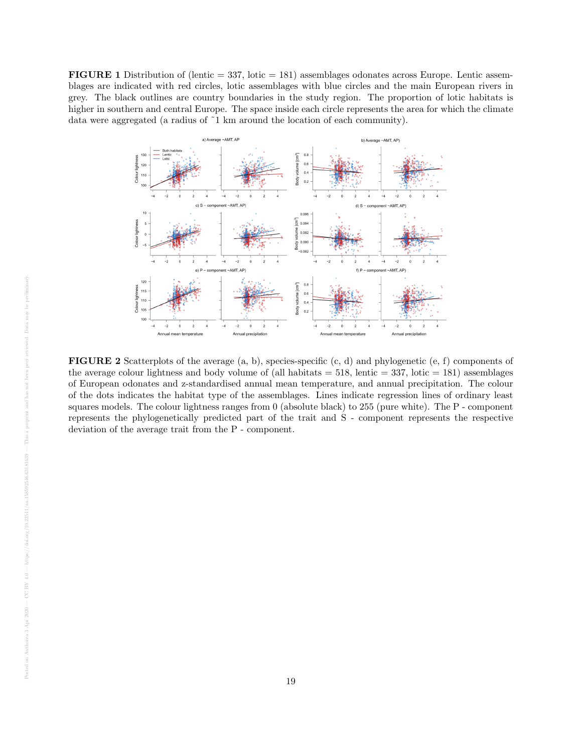**FIGURE 1** Distribution of (lentic = 337, lotic = 181) assemblages odonates across Europe. Lentic assemblages are indicated with red circles, lotic assemblages with blue circles and the main European rivers in grey. The black outlines are country boundaries in the study region. The proportion of lotic habitats is higher in southern and central Europe. The space inside each circle represents the area for which the climate data were aggregated (a radius of ˜1 km around the location of each community).

a) Average ~AMT, AP

b) Average ~AMT, AP)

Both habitats
Lentic
Lotic

Colour lightness

Body volume [cm³]

c) S – component ~AMT, AP)

d) S – component ~AMT, AP)

e) P – component ~AMT, AP)

f) P – component ~AMT, AP)

Annual mean temperature

Annual precipitation

**FIGURE 2** Scatterplots of the average (a, b), species-specific (c, d) and phylogenetic (e, f) components of the average colour lightness and body volume of (all habitats = 518, lentic = 337, lotic = 181) assemblages of European odonates and z-standardised annual mean temperature, and annual precipitation. The colour of the dots indicates the habitat type of the assemblages. Lines indicate regression lines of ordinary least squares models. The colour lightness ranges from 0 (absolute black) to 255 (pure white). The P - component represents the phylogenetically predicted part of the trait and S - component represents the respective deviation of the average trait from the P - component.